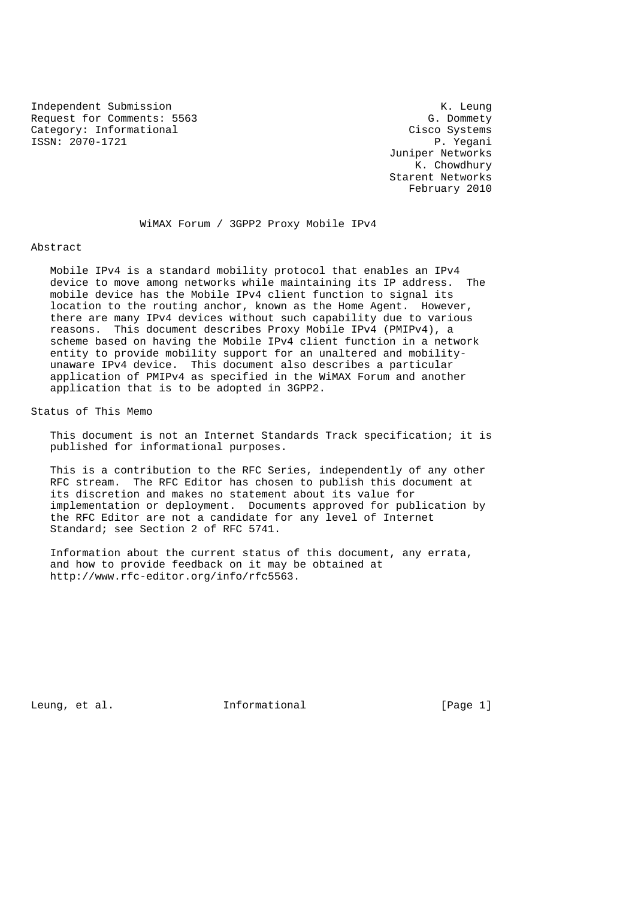Independent Submission K. Leung
Request for Comments: 5563 G. Dommety
Category: Informational Cisco Systems
ISSN: 2070-1721 P. Yegani
Juniper Networks
K. Chowdhury
Starent Networks
February 2010

# WiMAX Forum / 3GPP2 Proxy Mobile IPv4

## Abstract

Mobile IPv4 is a standard mobility protocol that enables an IPv4 device to move among networks while maintaining its IP address. The mobile device has the Mobile IPv4 client function to signal its location to the routing anchor, known as the Home Agent. However, there are many IPv4 devices without such capability due to various reasons. This document describes Proxy Mobile IPv4 (PMIPv4), a scheme based on having the Mobile IPv4 client function in a network entity to provide mobility support for an unaltered and mobility-unaware IPv4 device. This document also describes a particular application of PMIPv4 as specified in the WiMAX Forum and another application that is to be adopted in 3GPP2.

## Status of This Memo

This document is not an Internet Standards Track specification; it is published for informational purposes.

This is a contribution to the RFC Series, independently of any other RFC stream. The RFC Editor has chosen to publish this document at its discretion and makes no statement about its value for implementation or deployment. Documents approved for publication by the RFC Editor are not a candidate for any level of Internet Standard; see Section 2 of RFC 5741.

Information about the current status of this document, any errata, and how to provide feedback on it may be obtained at http://www.rfc-editor.org/info/rfc5563.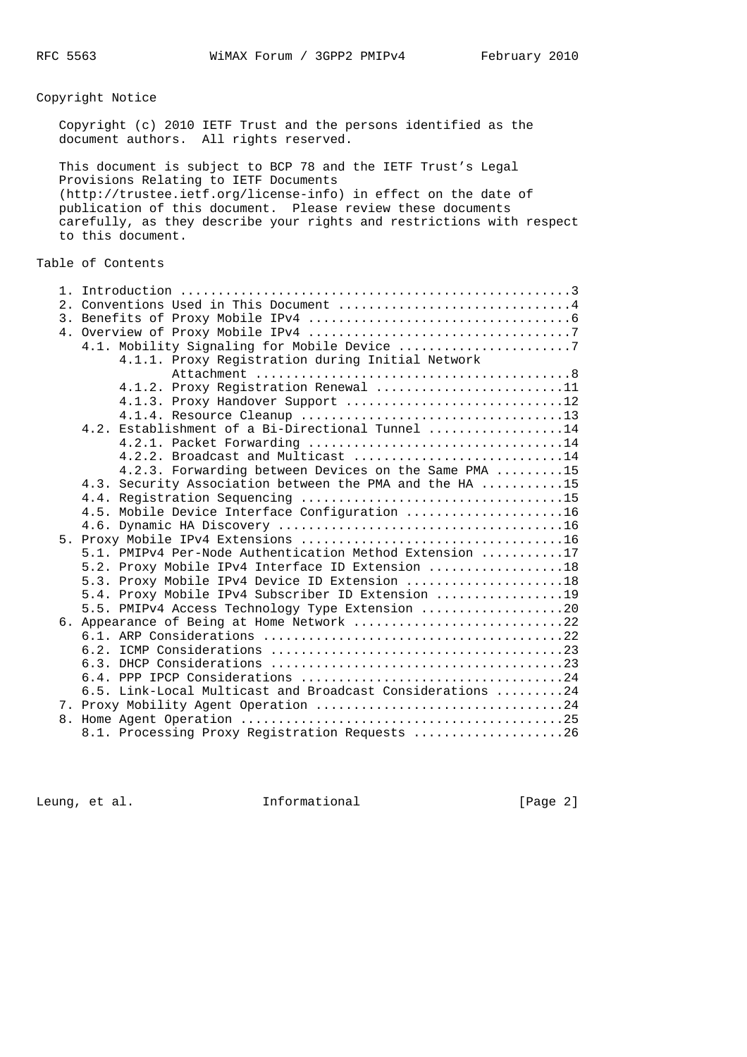Copyright Notice

Copyright (c) 2010 IETF Trust and the persons identified as the document authors. All rights reserved.

This document is subject to BCP 78 and the IETF Trust's Legal Provisions Relating to IETF Documents (http://trustee.ietf.org/license-info) in effect on the date of publication of this document. Please review these documents carefully, as they describe your rights and restrictions with respect to this document.

Table of Contents

```
   1. Introduction ....................................................3
   2. Conventions Used in This Document ...............................4
   3. Benefits of Proxy Mobile IPv4 ...................................6
   4. Overview of Proxy Mobile IPv4 ...................................7
      4.1. Mobility Signaling for Mobile Device .......................7
           4.1.1. Proxy Registration during Initial Network
                  Attachment ..........................................8
           4.1.2. Proxy Registration Renewal .........................11
           4.1.3. Proxy Handover Support .............................12
           4.1.4. Resource Cleanup ...................................13
      4.2. Establishment of a Bi-Directional Tunnel ..................14
           4.2.1. Packet Forwarding ..................................14
           4.2.2. Broadcast and Multicast ............................14
           4.2.3. Forwarding between Devices on the Same PMA .........15
      4.3. Security Association between the PMA and the HA ...........15
      4.4. Registration Sequencing ...................................15
      4.5. Mobile Device Interface Configuration .....................16
      4.6. Dynamic HA Discovery ......................................16
   5. Proxy Mobile IPv4 Extensions ...................................16
      5.1. PMIPv4 Per-Node Authentication Method Extension ...........17
      5.2. Proxy Mobile IPv4 Interface ID Extension ..................18
      5.3. Proxy Mobile IPv4 Device ID Extension .....................18
      5.4. Proxy Mobile IPv4 Subscriber ID Extension .................19
      5.5. PMIPv4 Access Technology Type Extension ...................20
   6. Appearance of Being at Home Network ............................22
      6.1. ARP Considerations ........................................22
      6.2. ICMP Considerations .......................................23
      6.3. DHCP Considerations .......................................23
      6.4. PPP IPCP Considerations ...................................24
      6.5. Link-Local Multicast and Broadcast Considerations .........24
   7. Proxy Mobility Agent Operation .................................24
   8. Home Agent Operation ...........................................25
      8.1. Processing Proxy Registration Requests ....................26
```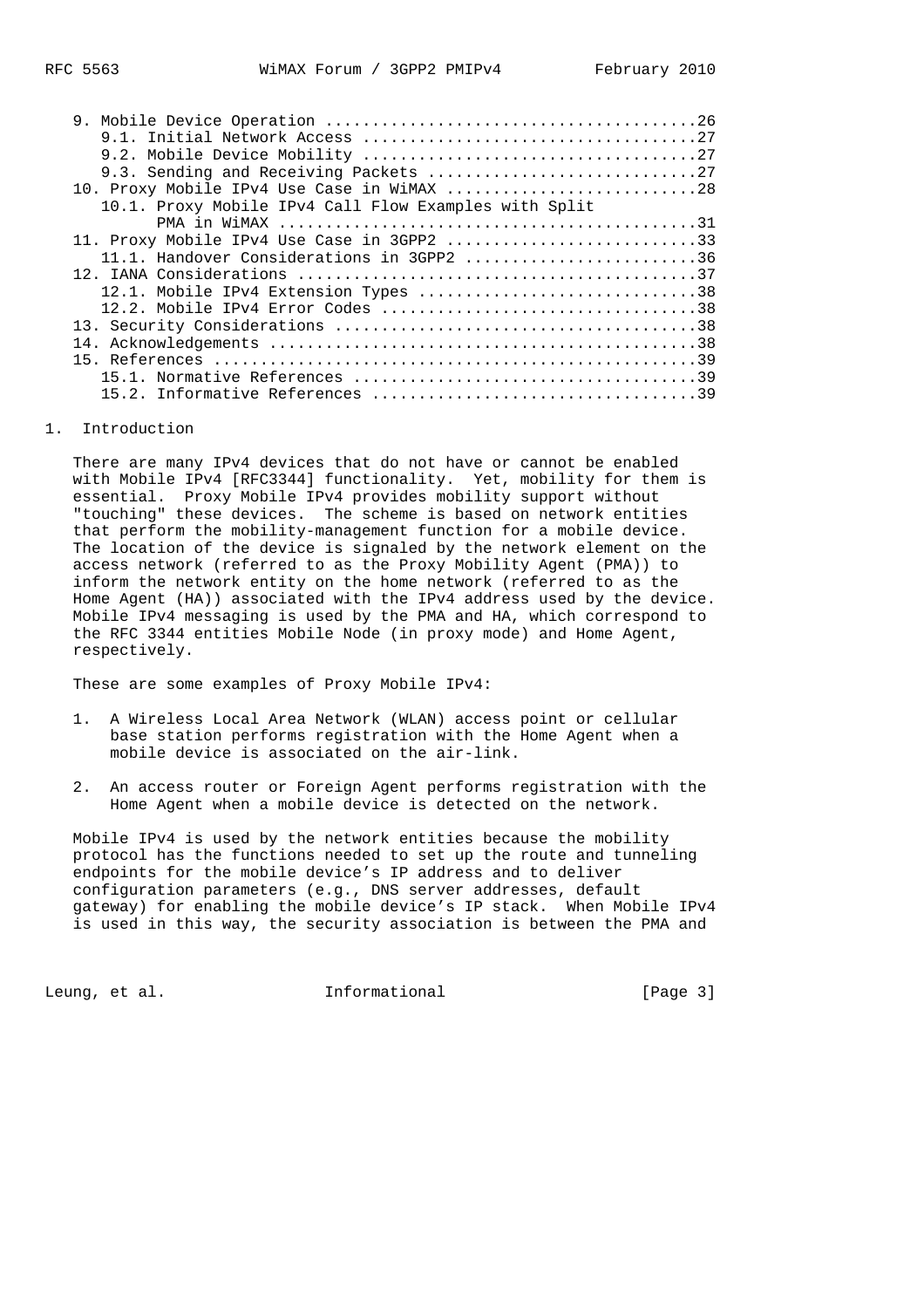- 9. Mobile Device Operation ........................................26
  - 9.1. Initial Network Access ....................................27
  - 9.2. Mobile Device Mobility ....................................27
  - 9.3. Sending and Receiving Packets .............................27
- 10. Proxy Mobile IPv4 Use Case in WiMAX ...........................28
  - 10.1. Proxy Mobile IPv4 Call Flow Examples with Split PMA in WiMAX ............................................31
- 11. Proxy Mobile IPv4 Use Case in 3GPP2 ...........................33
  - 11.1. Handover Considerations in 3GPP2 .........................36
- 12. IANA Considerations ...........................................37
  - 12.1. Mobile IPv4 Extension Types ..............................38
  - 12.2. Mobile IPv4 Error Codes ..................................38
- 13. Security Considerations .......................................38
- 14. Acknowledgements ..............................................38
- 15. References ....................................................39
  - 15.1. Normative References .....................................39
  - 15.2. Informative References ...................................39

## 1. Introduction

There are many IPv4 devices that do not have or cannot be enabled with Mobile IPv4 [RFC3344] functionality. Yet, mobility for them is essential. Proxy Mobile IPv4 provides mobility support without "touching" these devices. The scheme is based on network entities that perform the mobility-management function for a mobile device. The location of the device is signaled by the network element on the access network (referred to as the Proxy Mobility Agent (PMA)) to inform the network entity on the home network (referred to as the Home Agent (HA)) associated with the IPv4 address used by the device. Mobile IPv4 messaging is used by the PMA and HA, which correspond to the RFC 3344 entities Mobile Node (in proxy mode) and Home Agent, respectively.

These are some examples of Proxy Mobile IPv4:

1. A Wireless Local Area Network (WLAN) access point or cellular base station performs registration with the Home Agent when a mobile device is associated on the air-link.

2. An access router or Foreign Agent performs registration with the Home Agent when a mobile device is detected on the network.

Mobile IPv4 is used by the network entities because the mobility protocol has the functions needed to set up the route and tunneling endpoints for the mobile device's IP address and to deliver configuration parameters (e.g., DNS server addresses, default gateway) for enabling the mobile device's IP stack. When Mobile IPv4 is used in this way, the security association is between the PMA and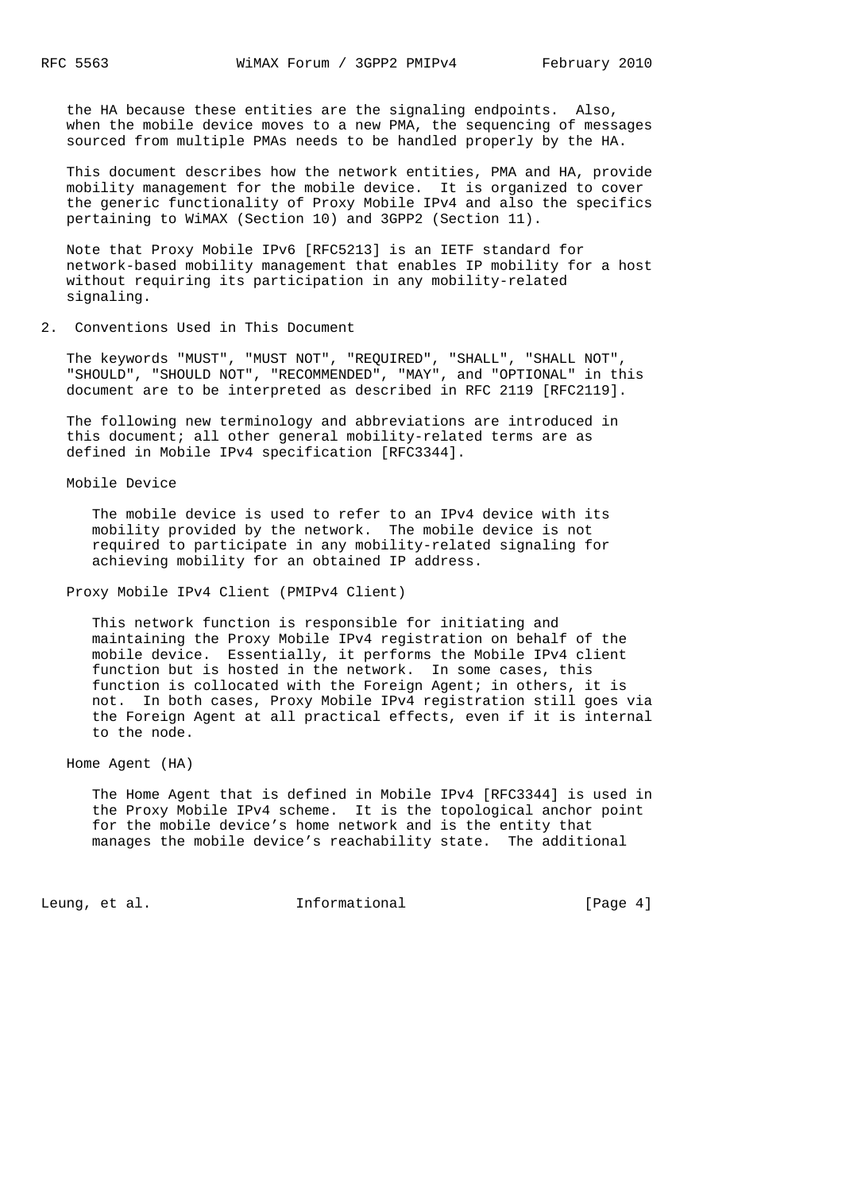the HA because these entities are the signaling endpoints. Also, when the mobile device moves to a new PMA, the sequencing of messages sourced from multiple PMAs needs to be handled properly by the HA.

This document describes how the network entities, PMA and HA, provide mobility management for the mobile device. It is organized to cover the generic functionality of Proxy Mobile IPv4 and also the specifics pertaining to WiMAX (Section 10) and 3GPP2 (Section 11).

Note that Proxy Mobile IPv6 [RFC5213] is an IETF standard for network-based mobility management that enables IP mobility for a host without requiring its participation in any mobility-related signaling.

## 2. Conventions Used in This Document

The keywords "MUST", "MUST NOT", "REQUIRED", "SHALL", "SHALL NOT", "SHOULD", "SHOULD NOT", "RECOMMENDED", "MAY", and "OPTIONAL" in this document are to be interpreted as described in RFC 2119 [RFC2119].

The following new terminology and abbreviations are introduced in this document; all other general mobility-related terms are as defined in Mobile IPv4 specification [RFC3344].

Mobile Device

The mobile device is used to refer to an IPv4 device with its mobility provided by the network. The mobile device is not required to participate in any mobility-related signaling for achieving mobility for an obtained IP address.

Proxy Mobile IPv4 Client (PMIPv4 Client)

This network function is responsible for initiating and maintaining the Proxy Mobile IPv4 registration on behalf of the mobile device. Essentially, it performs the Mobile IPv4 client function but is hosted in the network. In some cases, this function is collocated with the Foreign Agent; in others, it is not. In both cases, Proxy Mobile IPv4 registration still goes via the Foreign Agent at all practical effects, even if it is internal to the node.

Home Agent (HA)

The Home Agent that is defined in Mobile IPv4 [RFC3344] is used in the Proxy Mobile IPv4 scheme. It is the topological anchor point for the mobile device's home network and is the entity that manages the mobile device's reachability state. The additional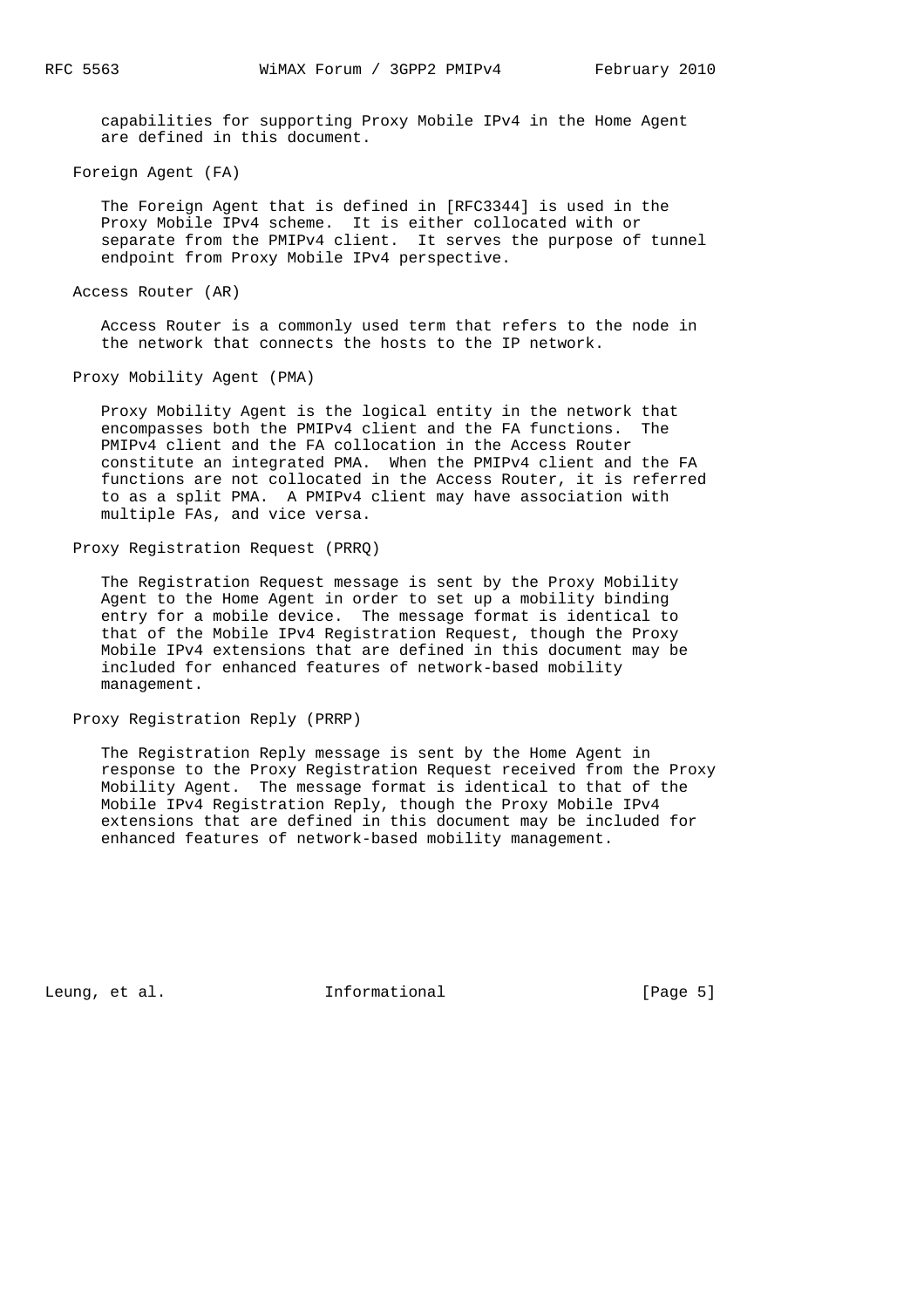capabilities for supporting Proxy Mobile IPv4 in the Home Agent are defined in this document.

Foreign Agent (FA)

The Foreign Agent that is defined in [RFC3344] is used in the Proxy Mobile IPv4 scheme. It is either collocated with or separate from the PMIPv4 client. It serves the purpose of tunnel endpoint from Proxy Mobile IPv4 perspective.

Access Router (AR)

Access Router is a commonly used term that refers to the node in the network that connects the hosts to the IP network.

Proxy Mobility Agent (PMA)

Proxy Mobility Agent is the logical entity in the network that encompasses both the PMIPv4 client and the FA functions. The PMIPv4 client and the FA collocation in the Access Router constitute an integrated PMA. When the PMIPv4 client and the FA functions are not collocated in the Access Router, it is referred to as a split PMA. A PMIPv4 client may have association with multiple FAs, and vice versa.

Proxy Registration Request (PRRQ)

The Registration Request message is sent by the Proxy Mobility Agent to the Home Agent in order to set up a mobility binding entry for a mobile device. The message format is identical to that of the Mobile IPv4 Registration Request, though the Proxy Mobile IPv4 extensions that are defined in this document may be included for enhanced features of network-based mobility management.

Proxy Registration Reply (PRRP)

The Registration Reply message is sent by the Home Agent in response to the Proxy Registration Request received from the Proxy Mobility Agent. The message format is identical to that of the Mobile IPv4 Registration Reply, though the Proxy Mobile IPv4 extensions that are defined in this document may be included for enhanced features of network-based mobility management.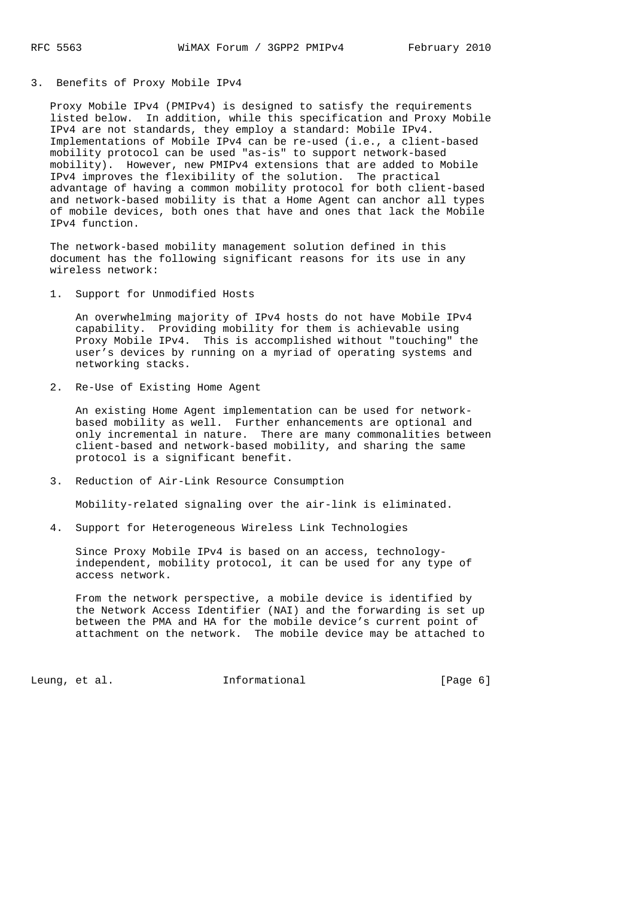## 3. Benefits of Proxy Mobile IPv4

Proxy Mobile IPv4 (PMIPv4) is designed to satisfy the requirements listed below. In addition, while this specification and Proxy Mobile IPv4 are not standards, they employ a standard: Mobile IPv4. Implementations of Mobile IPv4 can be re-used (i.e., a client-based mobility protocol can be used "as-is" to support network-based mobility). However, new PMIPv4 extensions that are added to Mobile IPv4 improves the flexibility of the solution. The practical advantage of having a common mobility protocol for both client-based and network-based mobility is that a Home Agent can anchor all types of mobile devices, both ones that have and ones that lack the Mobile IPv4 function.

The network-based mobility management solution defined in this document has the following significant reasons for its use in any wireless network:

1. Support for Unmodified Hosts

   An overwhelming majority of IPv4 hosts do not have Mobile IPv4 capability. Providing mobility for them is achievable using Proxy Mobile IPv4. This is accomplished without "touching" the user's devices by running on a myriad of operating systems and networking stacks.

2. Re-Use of Existing Home Agent

   An existing Home Agent implementation can be used for network-based mobility as well. Further enhancements are optional and only incremental in nature. There are many commonalities between client-based and network-based mobility, and sharing the same protocol is a significant benefit.

3. Reduction of Air-Link Resource Consumption

   Mobility-related signaling over the air-link is eliminated.

4. Support for Heterogeneous Wireless Link Technologies

   Since Proxy Mobile IPv4 is based on an access, technology-independent, mobility protocol, it can be used for any type of access network.

   From the network perspective, a mobile device is identified by the Network Access Identifier (NAI) and the forwarding is set up between the PMA and HA for the mobile device's current point of attachment on the network. The mobile device may be attached to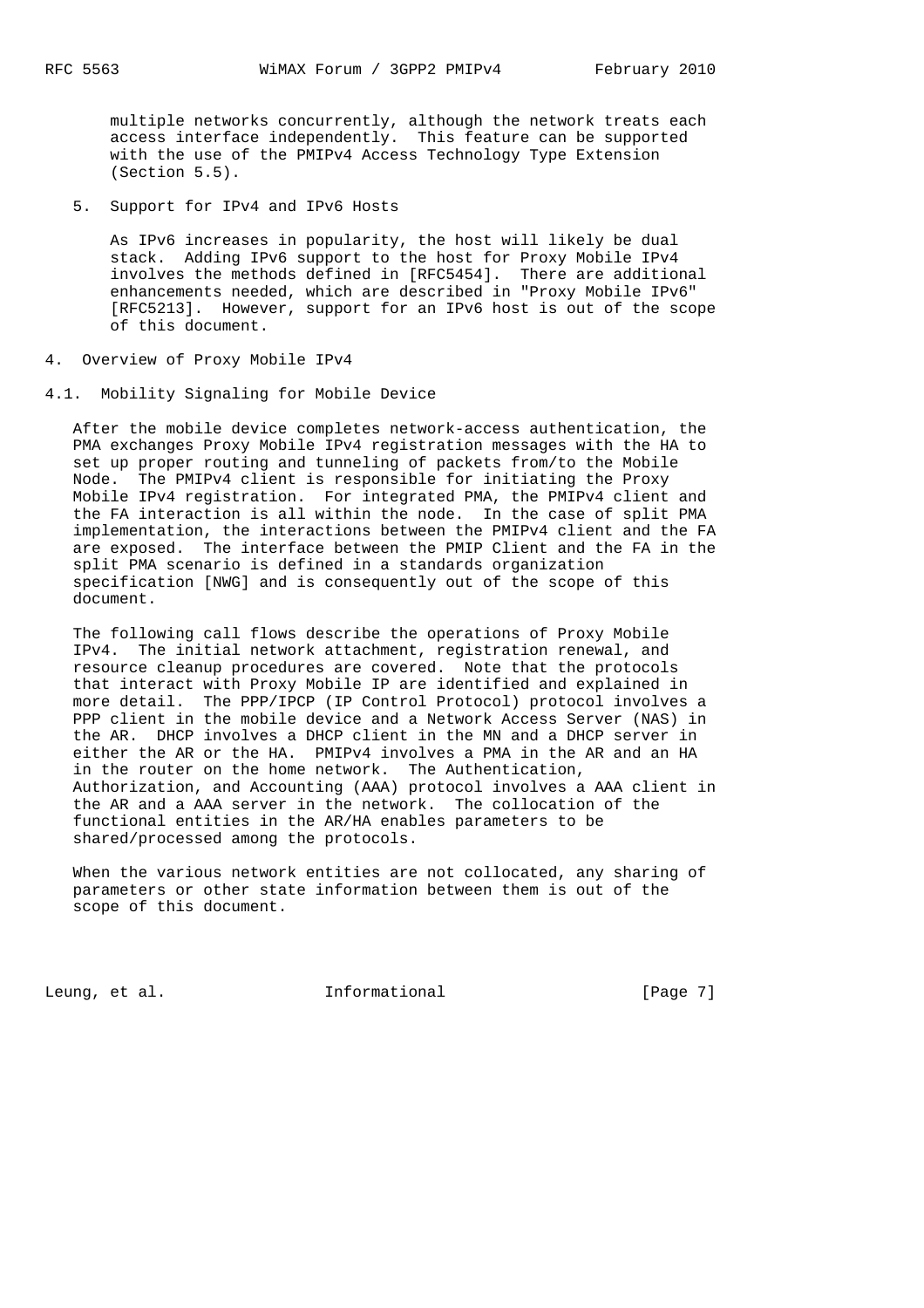multiple networks concurrently, although the network treats each access interface independently. This feature can be supported with the use of the PMIPv4 Access Technology Type Extension (Section 5.5).

5. Support for IPv4 and IPv6 Hosts

   As IPv6 increases in popularity, the host will likely be dual stack. Adding IPv6 support to the host for Proxy Mobile IPv4 involves the methods defined in [RFC5454]. There are additional enhancements needed, which are described in "Proxy Mobile IPv6" [RFC5213]. However, support for an IPv6 host is out of the scope of this document.

# 4. Overview of Proxy Mobile IPv4

## 4.1. Mobility Signaling for Mobile Device

After the mobile device completes network-access authentication, the PMA exchanges Proxy Mobile IPv4 registration messages with the HA to set up proper routing and tunneling of packets from/to the Mobile Node. The PMIPv4 client is responsible for initiating the Proxy Mobile IPv4 registration. For integrated PMA, the PMIPv4 client and the FA interaction is all within the node. In the case of split PMA implementation, the interactions between the PMIPv4 client and the FA are exposed. The interface between the PMIP Client and the FA in the split PMA scenario is defined in a standards organization specification [NWG] and is consequently out of the scope of this document.

The following call flows describe the operations of Proxy Mobile IPv4. The initial network attachment, registration renewal, and resource cleanup procedures are covered. Note that the protocols that interact with Proxy Mobile IP are identified and explained in more detail. The PPP/IPCP (IP Control Protocol) protocol involves a PPP client in the mobile device and a Network Access Server (NAS) in the AR. DHCP involves a DHCP client in the MN and a DHCP server in either the AR or the HA. PMIPv4 involves a PMA in the AR and an HA in the router on the home network. The Authentication, Authorization, and Accounting (AAA) protocol involves a AAA client in the AR and a AAA server in the network. The collocation of the functional entities in the AR/HA enables parameters to be shared/processed among the protocols.

When the various network entities are not collocated, any sharing of parameters or other state information between them is out of the scope of this document.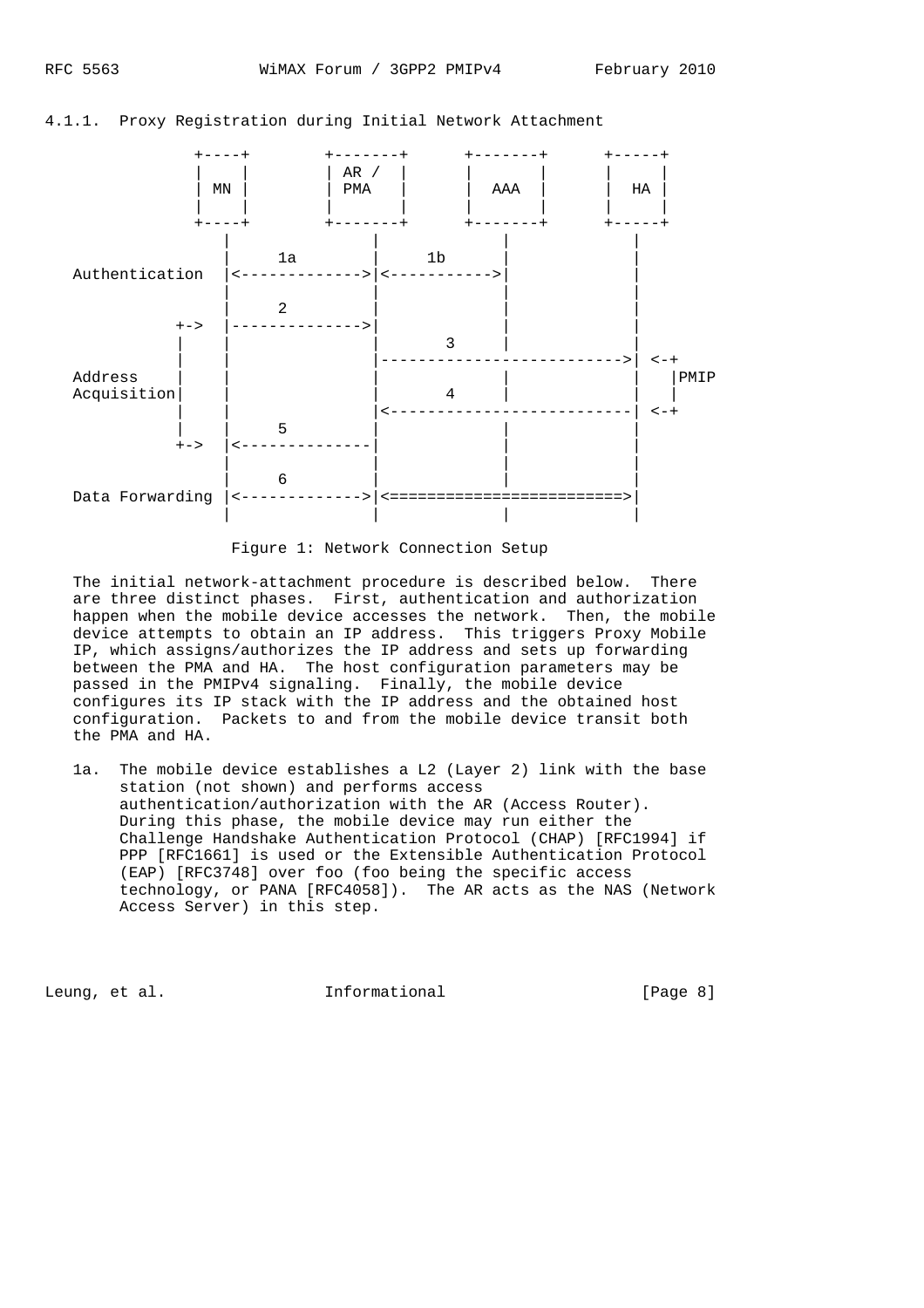### 4.1.1. Proxy Registration during Initial Network Attachment

```
             +----+        +-------+      +-------+      +-----+
             |    |        | AR /  |      |       |      |     |
             | MN |        | PMA   |      |  AAA  |      |  HA |
             |    |        |       |      |       |      |     |
             +----+        +-------+      +-------+      +-----+
               |              |              |             |
               |     1a       |     1b       |             |
Authentication |<------------>|<------------>|             |
               |              |              |             |
               |     2        |              |             |
          +->  |------------->|              |             |
          |    |              |      3       |             |
          |    |              |--------------------------->| <-+
Address   |    |              |              |             |   |PMIP
Acquisition|   |              |      4       |             |   |
          |    |              |<---------------------------| <-+
          |    |     5        |              |             |
          +->  |<-------------|              |             |
               |              |              |             |
               |     6        |              |             |
Data Forwarding|<------------>|<==========================>|
               |              |              |             |
```

Figure 1: Network Connection Setup

The initial network-attachment procedure is described below. There are three distinct phases. First, authentication and authorization happen when the mobile device accesses the network. Then, the mobile device attempts to obtain an IP address. This triggers Proxy Mobile IP, which assigns/authorizes the IP address and sets up forwarding between the PMA and HA. The host configuration parameters may be passed in the PMIPv4 signaling. Finally, the mobile device configures its IP stack with the IP address and the obtained host configuration. Packets to and from the mobile device transit both the PMA and HA.

1a. The mobile device establishes a L2 (Layer 2) link with the base station (not shown) and performs access authentication/authorization with the AR (Access Router). During this phase, the mobile device may run either the Challenge Handshake Authentication Protocol (CHAP) [RFC1994] if PPP [RFC1661] is used or the Extensible Authentication Protocol (EAP) [RFC3748] over foo (foo being the specific access technology, or PANA [RFC4058]). The AR acts as the NAS (Network Access Server) in this step.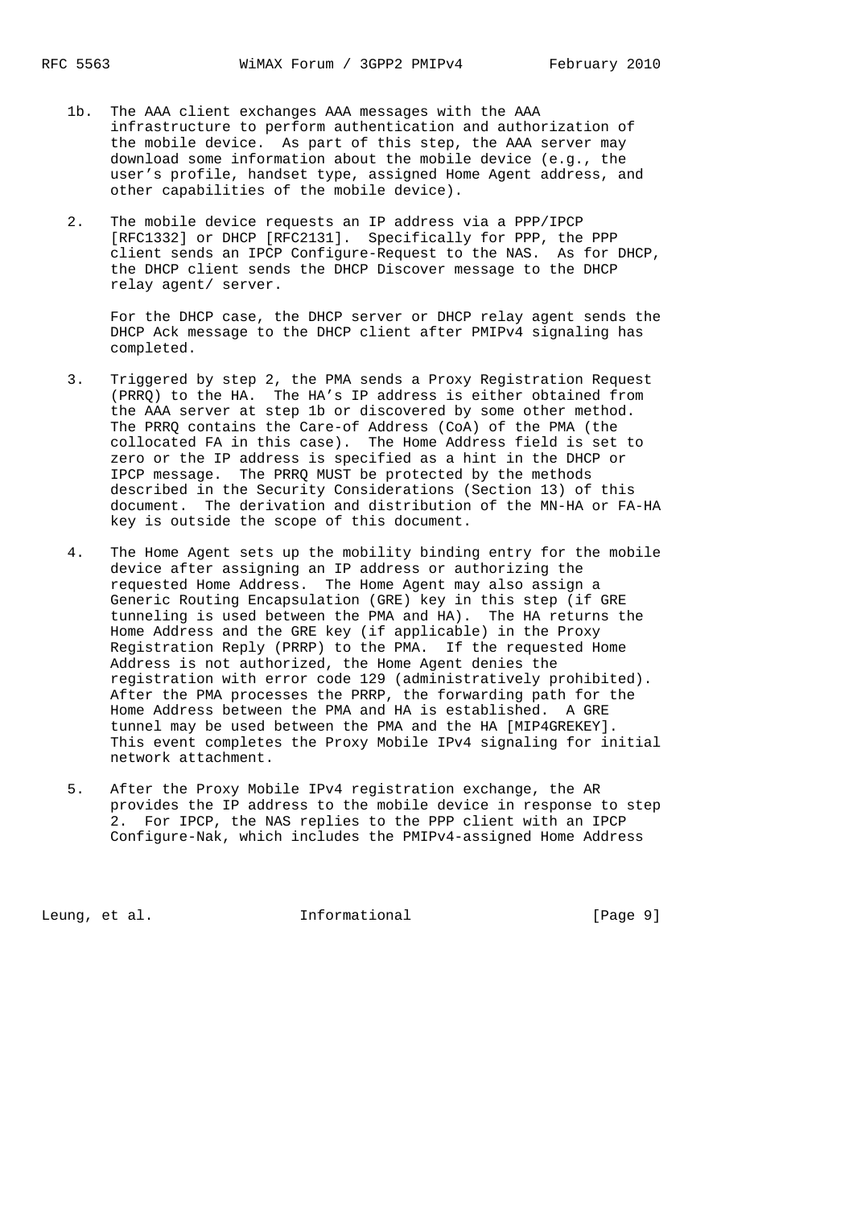1b. The AAA client exchanges AAA messages with the AAA infrastructure to perform authentication and authorization of the mobile device. As part of this step, the AAA server may download some information about the mobile device (e.g., the user's profile, handset type, assigned Home Agent address, and other capabilities of the mobile device).

2. The mobile device requests an IP address via a PPP/IPCP [RFC1332] or DHCP [RFC2131]. Specifically for PPP, the PPP client sends an IPCP Configure-Request to the NAS. As for DHCP, the DHCP client sends the DHCP Discover message to the DHCP relay agent/ server.

   For the DHCP case, the DHCP server or DHCP relay agent sends the DHCP Ack message to the DHCP client after PMIPv4 signaling has completed.

3. Triggered by step 2, the PMA sends a Proxy Registration Request (PRRQ) to the HA. The HA's IP address is either obtained from the AAA server at step 1b or discovered by some other method. The PRRQ contains the Care-of Address (CoA) of the PMA (the collocated FA in this case). The Home Address field is set to zero or the IP address is specified as a hint in the DHCP or IPCP message. The PRRQ MUST be protected by the methods described in the Security Considerations (Section 13) of this document. The derivation and distribution of the MN-HA or FA-HA key is outside the scope of this document.

4. The Home Agent sets up the mobility binding entry for the mobile device after assigning an IP address or authorizing the requested Home Address. The Home Agent may also assign a Generic Routing Encapsulation (GRE) key in this step (if GRE tunneling is used between the PMA and HA). The HA returns the Home Address and the GRE key (if applicable) in the Proxy Registration Reply (PRRP) to the PMA. If the requested Home Address is not authorized, the Home Agent denies the registration with error code 129 (administratively prohibited). After the PMA processes the PRRP, the forwarding path for the Home Address between the PMA and HA is established. A GRE tunnel may be used between the PMA and the HA [MIP4GREKEY]. This event completes the Proxy Mobile IPv4 signaling for initial network attachment.

5. After the Proxy Mobile IPv4 registration exchange, the AR provides the IP address to the mobile device in response to step 2. For IPCP, the NAS replies to the PPP client with an IPCP Configure-Nak, which includes the PMIPv4-assigned Home Address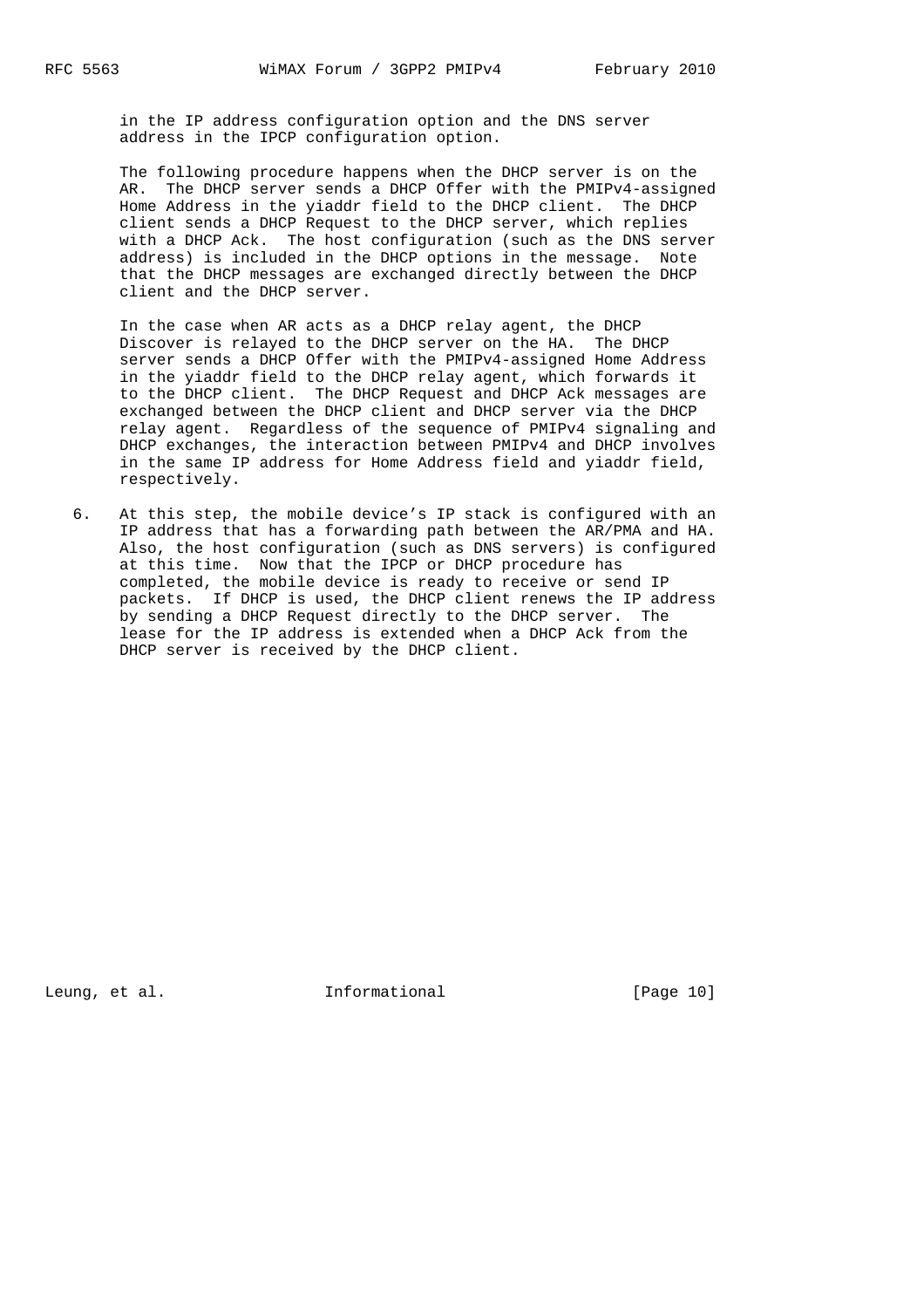in the IP address configuration option and the DNS server address in the IPCP configuration option.

The following procedure happens when the DHCP server is on the AR. The DHCP server sends a DHCP Offer with the PMIPv4-assigned Home Address in the yiaddr field to the DHCP client. The DHCP client sends a DHCP Request to the DHCP server, which replies with a DHCP Ack. The host configuration (such as the DNS server address) is included in the DHCP options in the message. Note that the DHCP messages are exchanged directly between the DHCP client and the DHCP server.

In the case when AR acts as a DHCP relay agent, the DHCP Discover is relayed to the DHCP server on the HA. The DHCP server sends a DHCP Offer with the PMIPv4-assigned Home Address in the yiaddr field to the DHCP relay agent, which forwards it to the DHCP client. The DHCP Request and DHCP Ack messages are exchanged between the DHCP client and DHCP server via the DHCP relay agent. Regardless of the sequence of PMIPv4 signaling and DHCP exchanges, the interaction between PMIPv4 and DHCP involves in the same IP address for Home Address field and yiaddr field, respectively.

6. At this step, the mobile device's IP stack is configured with an IP address that has a forwarding path between the AR/PMA and HA. Also, the host configuration (such as DNS servers) is configured at this time. Now that the IPCP or DHCP procedure has completed, the mobile device is ready to receive or send IP packets. If DHCP is used, the DHCP client renews the IP address by sending a DHCP Request directly to the DHCP server. The lease for the IP address is extended when a DHCP Ack from the DHCP server is received by the DHCP client.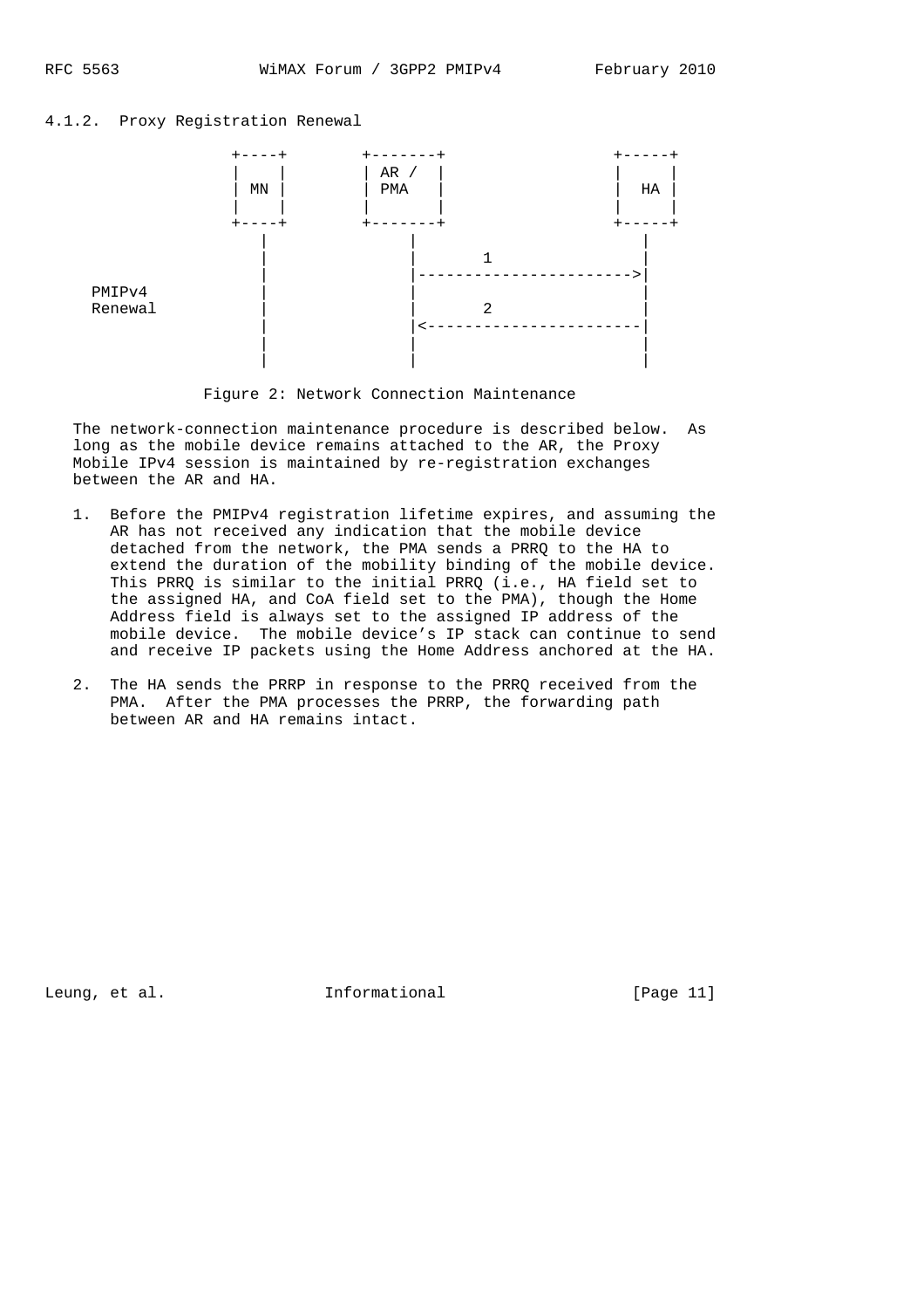### 4.1.2. Proxy Registration Renewal

```
                +----+       +-------+             +-----+
                |    |       | AR /  |             |     |
                | MN |       | PMA   |             |  HA |
                |    |       |       |             |     |
                +----+       +-------+             +-----+
                  |              |                    |
                  |              |       1            |
                  |              |------------------->|
   PMIPv4         |              |                    |
   Renewal        |              |       2            |
                  |              |<-------------------|
                  |              |                    |
                  |              |                    |
```

Figure 2: Network Connection Maintenance

The network-connection maintenance procedure is described below. As long as the mobile device remains attached to the AR, the Proxy Mobile IPv4 session is maintained by re-registration exchanges between the AR and HA.

1. Before the PMIPv4 registration lifetime expires, and assuming the AR has not received any indication that the mobile device detached from the network, the PMA sends a PRRQ to the HA to extend the duration of the mobility binding of the mobile device. This PRRQ is similar to the initial PRRQ (i.e., HA field set to the assigned HA, and CoA field set to the PMA), though the Home Address field is always set to the assigned IP address of the mobile device. The mobile device's IP stack can continue to send and receive IP packets using the Home Address anchored at the HA.

2. The HA sends the PRRP in response to the PRRQ received from the PMA. After the PMA processes the PRRP, the forwarding path between AR and HA remains intact.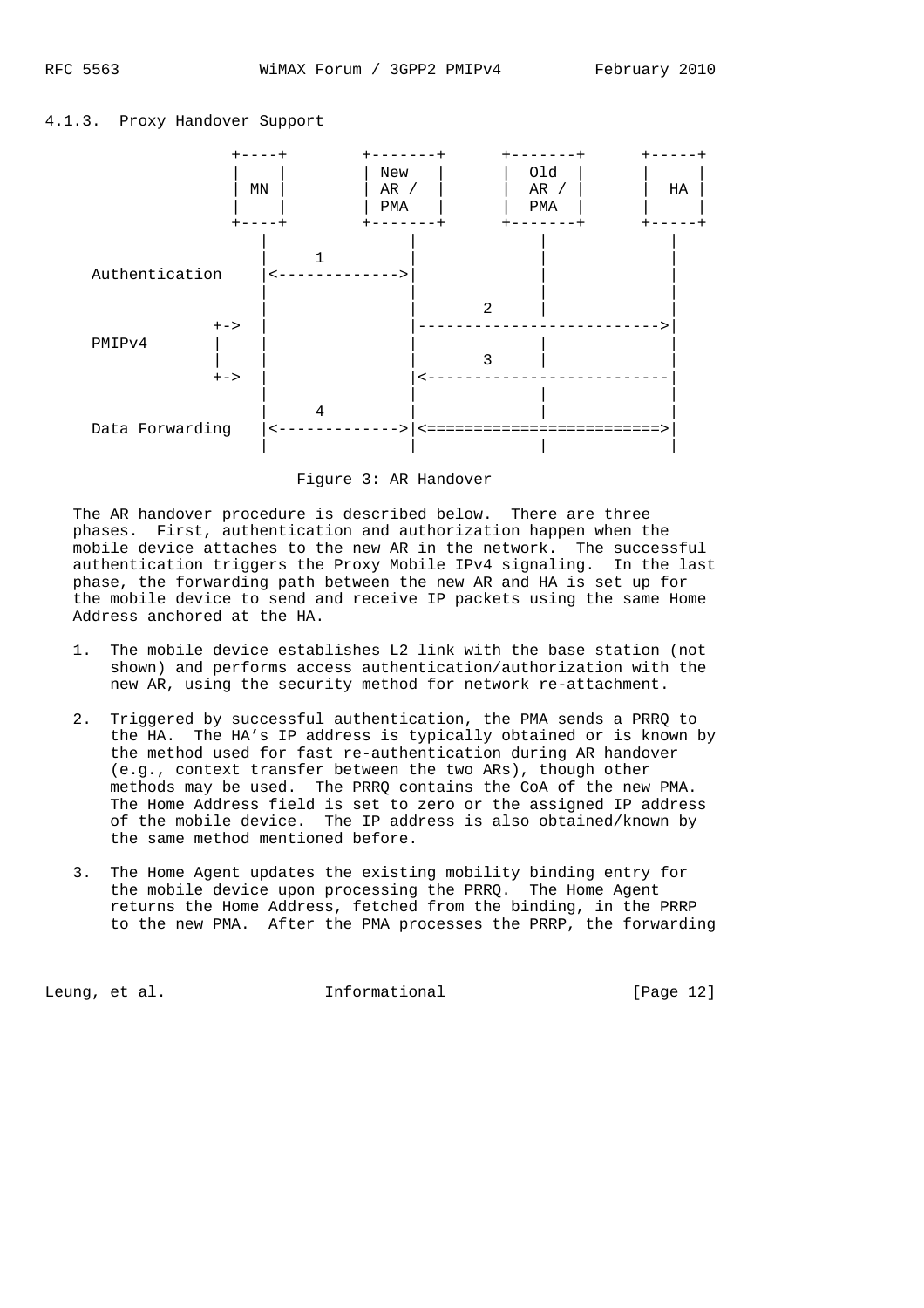### 4.1.3. Proxy Handover Support

```
                  +----+        +-------+      +-------+      +-----+
                  |    |        | New   |      |  Old  |      |     |
                  | MN |        | AR /  |      |  AR / |      |  HA |
                  |    |        | PMA   |      |  PMA  |      |     |
                  +----+        +-------+      +-------+      +-----+
                    |               |              |             |
                    |      1        |              |             |
   Authentication   |<------------->|              |             |
                    |               |              |             |
                    |               |       2      |             |
               +->  |               |-------------------------->|
   PMIPv4      |    |               |              |             |
               |    |               |       3      |             |
               +->  |               |<--------------------------|
                    |               |              |             |
                    |      4        |              |             |
   Data Forwarding  |<------------->|<========================>|
                    |               |              |             |
```

Figure 3: AR Handover

The AR handover procedure is described below. There are three phases. First, authentication and authorization happen when the mobile device attaches to the new AR in the network. The successful authentication triggers the Proxy Mobile IPv4 signaling. In the last phase, the forwarding path between the new AR and HA is set up for the mobile device to send and receive IP packets using the same Home Address anchored at the HA.

1. The mobile device establishes L2 link with the base station (not shown) and performs access authentication/authorization with the new AR, using the security method for network re-attachment.

2. Triggered by successful authentication, the PMA sends a PRRQ to the HA. The HA's IP address is typically obtained or is known by the method used for fast re-authentication during AR handover (e.g., context transfer between the two ARs), though other methods may be used. The PRRQ contains the CoA of the new PMA. The Home Address field is set to zero or the assigned IP address of the mobile device. The IP address is also obtained/known by the same method mentioned before.

3. The Home Agent updates the existing mobility binding entry for the mobile device upon processing the PRRQ. The Home Agent returns the Home Address, fetched from the binding, in the PRRP to the new PMA. After the PMA processes the PRRP, the forwarding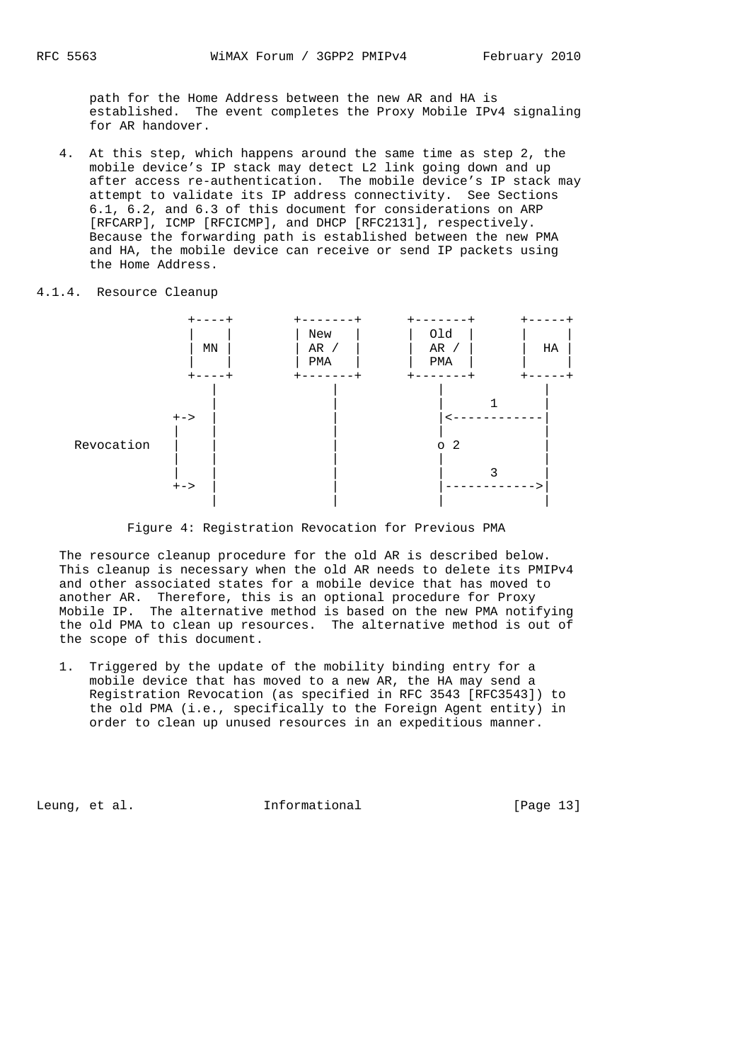path for the Home Address between the new AR and HA is established. The event completes the Proxy Mobile IPv4 signaling for AR handover.

4. At this step, which happens around the same time as step 2, the mobile device's IP stack may detect L2 link going down and up after access re-authentication. The mobile device's IP stack may attempt to validate its IP address connectivity. See Sections 6.1, 6.2, and 6.3 of this document for considerations on ARP [RFCARP], ICMP [RFCICMP], and DHCP [RFC2131], respectively. Because the forwarding path is established between the new PMA and HA, the mobile device can receive or send IP packets using the Home Address.

#### 4.1.4. Resource Cleanup

```
                   +----+        +-------+      +-------+      +-----+
                   |    |        | New   |      | Old   |      |     |
                   | MN |        | AR /  |      | AR /  |      | HA  |
                   |    |        | PMA   |      | PMA   |      |     |
                   +----+        +-------+      +-------+      +-----+
                     |               |              |              |
                     |               |              |      1       |
                 +-> |               |              |<-------------|
                 |   |               |              |              |
     Revocation  |   |               |              o 2            |
                 |   |               |              |              |
                 |   |               |              |      3       |
                 +-> |               |              |------------->|
                     |               |              |              |
```

Figure 4: Registration Revocation for Previous PMA

The resource cleanup procedure for the old AR is described below. This cleanup is necessary when the old AR needs to delete its PMIPv4 and other associated states for a mobile device that has moved to another AR. Therefore, this is an optional procedure for Proxy Mobile IP. The alternative method is based on the new PMA notifying the old PMA to clean up resources. The alternative method is out of the scope of this document.

1. Triggered by the update of the mobility binding entry for a mobile device that has moved to a new AR, the HA may send a Registration Revocation (as specified in RFC 3543 [RFC3543]) to the old PMA (i.e., specifically to the Foreign Agent entity) in order to clean up unused resources in an expeditious manner.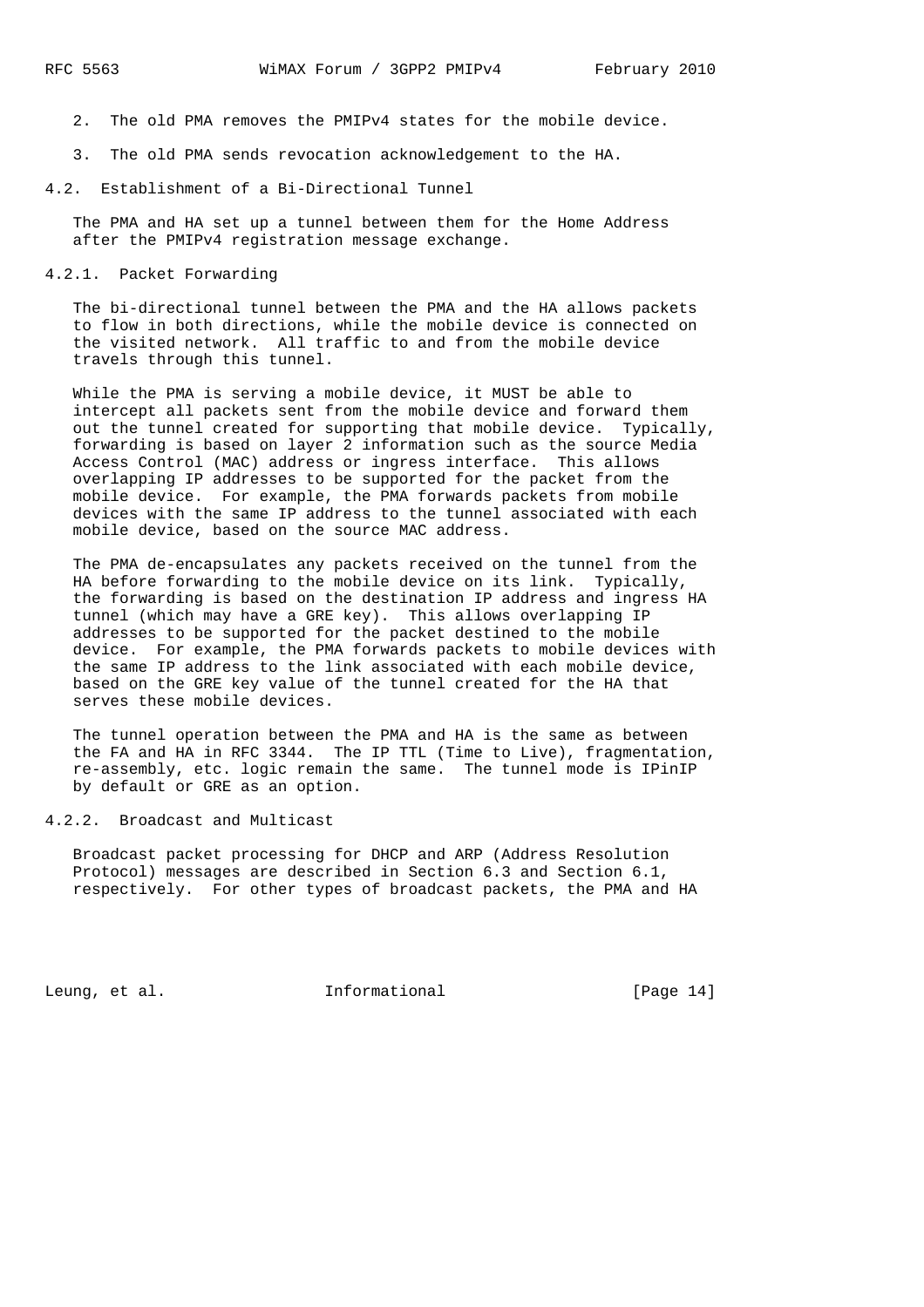2. The old PMA removes the PMIPv4 states for the mobile device.

3. The old PMA sends revocation acknowledgement to the HA.

### 4.2. Establishment of a Bi-Directional Tunnel

The PMA and HA set up a tunnel between them for the Home Address after the PMIPv4 registration message exchange.

#### 4.2.1. Packet Forwarding

The bi-directional tunnel between the PMA and the HA allows packets to flow in both directions, while the mobile device is connected on the visited network. All traffic to and from the mobile device travels through this tunnel.

While the PMA is serving a mobile device, it MUST be able to intercept all packets sent from the mobile device and forward them out the tunnel created for supporting that mobile device. Typically, forwarding is based on layer 2 information such as the source Media Access Control (MAC) address or ingress interface. This allows overlapping IP addresses to be supported for the packet from the mobile device. For example, the PMA forwards packets from mobile devices with the same IP address to the tunnel associated with each mobile device, based on the source MAC address.

The PMA de-encapsulates any packets received on the tunnel from the HA before forwarding to the mobile device on its link. Typically, the forwarding is based on the destination IP address and ingress HA tunnel (which may have a GRE key). This allows overlapping IP addresses to be supported for the packet destined to the mobile device. For example, the PMA forwards packets to mobile devices with the same IP address to the link associated with each mobile device, based on the GRE key value of the tunnel created for the HA that serves these mobile devices.

The tunnel operation between the PMA and HA is the same as between the FA and HA in RFC 3344. The IP TTL (Time to Live), fragmentation, re-assembly, etc. logic remain the same. The tunnel mode is IPinIP by default or GRE as an option.

#### 4.2.2. Broadcast and Multicast

Broadcast packet processing for DHCP and ARP (Address Resolution Protocol) messages are described in Section 6.3 and Section 6.1, respectively. For other types of broadcast packets, the PMA and HA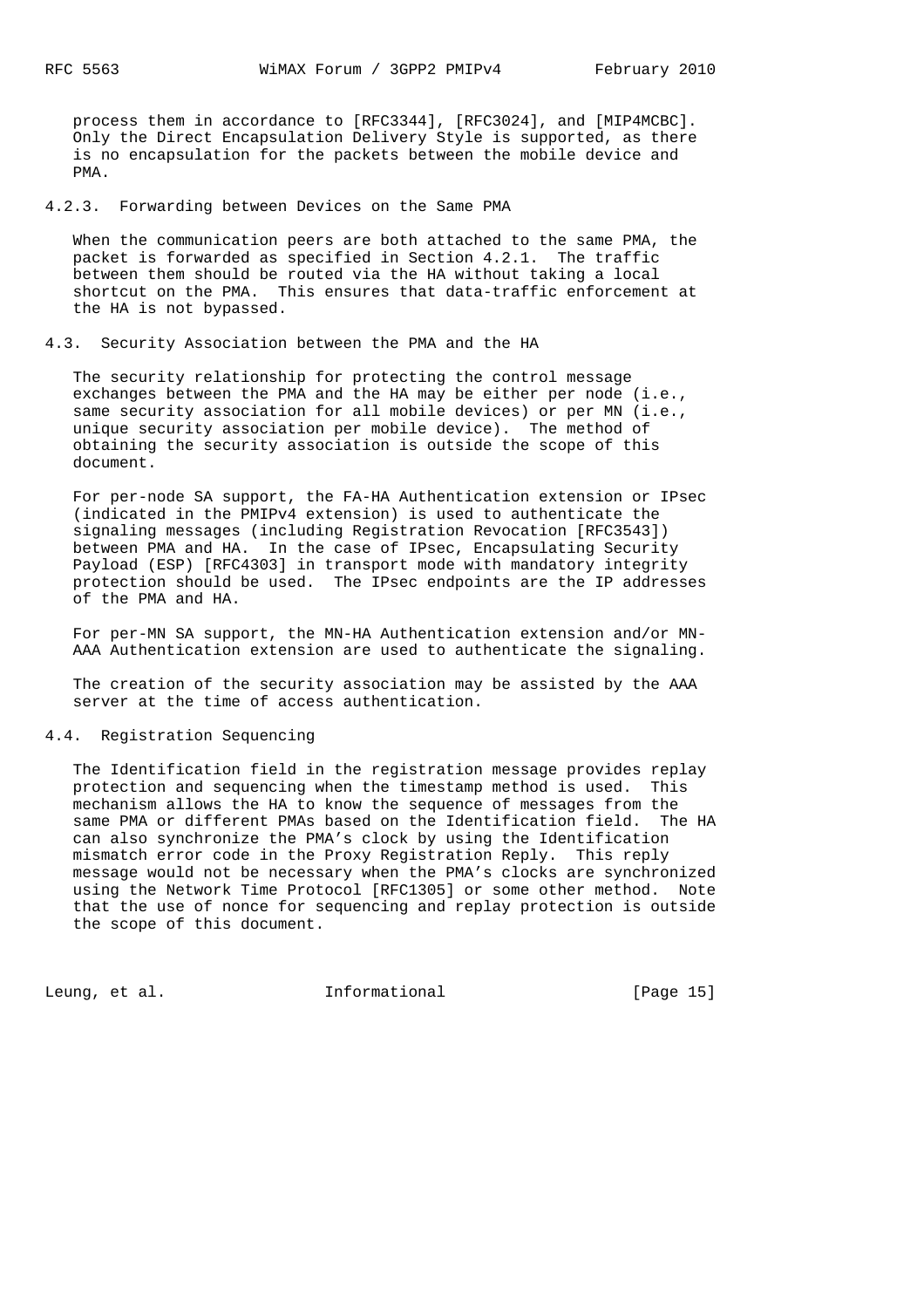process them in accordance to [RFC3344], [RFC3024], and [MIP4MCBC]. Only the Direct Encapsulation Delivery Style is supported, as there is no encapsulation for the packets between the mobile device and PMA.

### 4.2.3. Forwarding between Devices on the Same PMA

When the communication peers are both attached to the same PMA, the packet is forwarded as specified in Section 4.2.1. The traffic between them should be routed via the HA without taking a local shortcut on the PMA. This ensures that data-traffic enforcement at the HA is not bypassed.

## 4.3. Security Association between the PMA and the HA

The security relationship for protecting the control message exchanges between the PMA and the HA may be either per node (i.e., same security association for all mobile devices) or per MN (i.e., unique security association per mobile device). The method of obtaining the security association is outside the scope of this document.

For per-node SA support, the FA-HA Authentication extension or IPsec (indicated in the PMIPv4 extension) is used to authenticate the signaling messages (including Registration Revocation [RFC3543]) between PMA and HA. In the case of IPsec, Encapsulating Security Payload (ESP) [RFC4303] in transport mode with mandatory integrity protection should be used. The IPsec endpoints are the IP addresses of the PMA and HA.

For per-MN SA support, the MN-HA Authentication extension and/or MN-AAA Authentication extension are used to authenticate the signaling.

The creation of the security association may be assisted by the AAA server at the time of access authentication.

## 4.4. Registration Sequencing

The Identification field in the registration message provides replay protection and sequencing when the timestamp method is used. This mechanism allows the HA to know the sequence of messages from the same PMA or different PMAs based on the Identification field. The HA can also synchronize the PMA's clock by using the Identification mismatch error code in the Proxy Registration Reply. This reply message would not be necessary when the PMA's clocks are synchronized using the Network Time Protocol [RFC1305] or some other method. Note that the use of nonce for sequencing and replay protection is outside the scope of this document.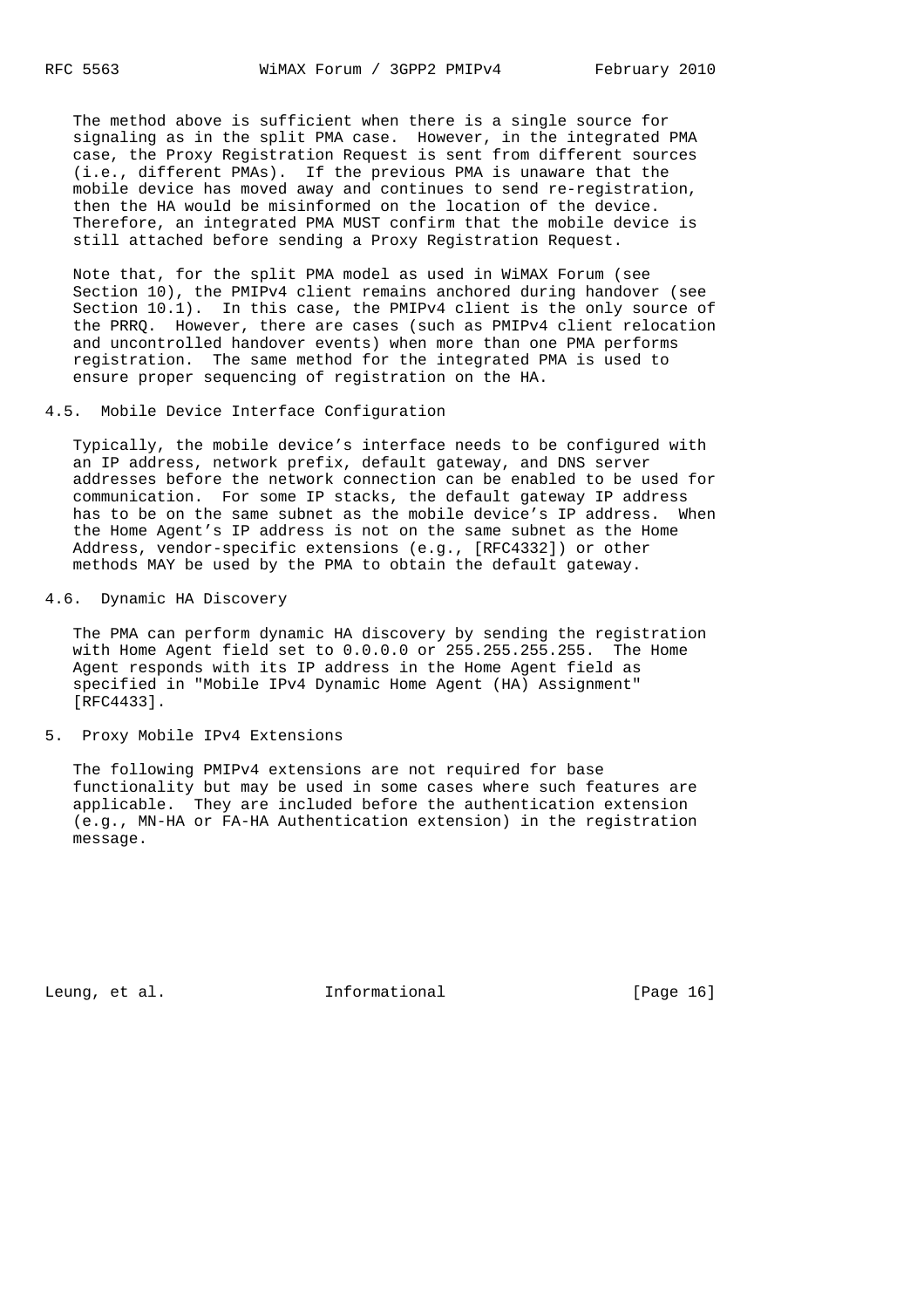The method above is sufficient when there is a single source for signaling as in the split PMA case. However, in the integrated PMA case, the Proxy Registration Request is sent from different sources (i.e., different PMAs). If the previous PMA is unaware that the mobile device has moved away and continues to send re-registration, then the HA would be misinformed on the location of the device. Therefore, an integrated PMA MUST confirm that the mobile device is still attached before sending a Proxy Registration Request.

Note that, for the split PMA model as used in WiMAX Forum (see Section 10), the PMIPv4 client remains anchored during handover (see Section 10.1). In this case, the PMIPv4 client is the only source of the PRRQ. However, there are cases (such as PMIPv4 client relocation and uncontrolled handover events) when more than one PMA performs registration. The same method for the integrated PMA is used to ensure proper sequencing of registration on the HA.

## 4.5. Mobile Device Interface Configuration

Typically, the mobile device's interface needs to be configured with an IP address, network prefix, default gateway, and DNS server addresses before the network connection can be enabled to be used for communication. For some IP stacks, the default gateway IP address has to be on the same subnet as the mobile device's IP address. When the Home Agent's IP address is not on the same subnet as the Home Address, vendor-specific extensions (e.g., [RFC4332]) or other methods MAY be used by the PMA to obtain the default gateway.

## 4.6. Dynamic HA Discovery

The PMA can perform dynamic HA discovery by sending the registration with Home Agent field set to 0.0.0.0 or 255.255.255.255. The Home Agent responds with its IP address in the Home Agent field as specified in "Mobile IPv4 Dynamic Home Agent (HA) Assignment" [RFC4433].

# 5. Proxy Mobile IPv4 Extensions

The following PMIPv4 extensions are not required for base functionality but may be used in some cases where such features are applicable. They are included before the authentication extension (e.g., MN-HA or FA-HA Authentication extension) in the registration message.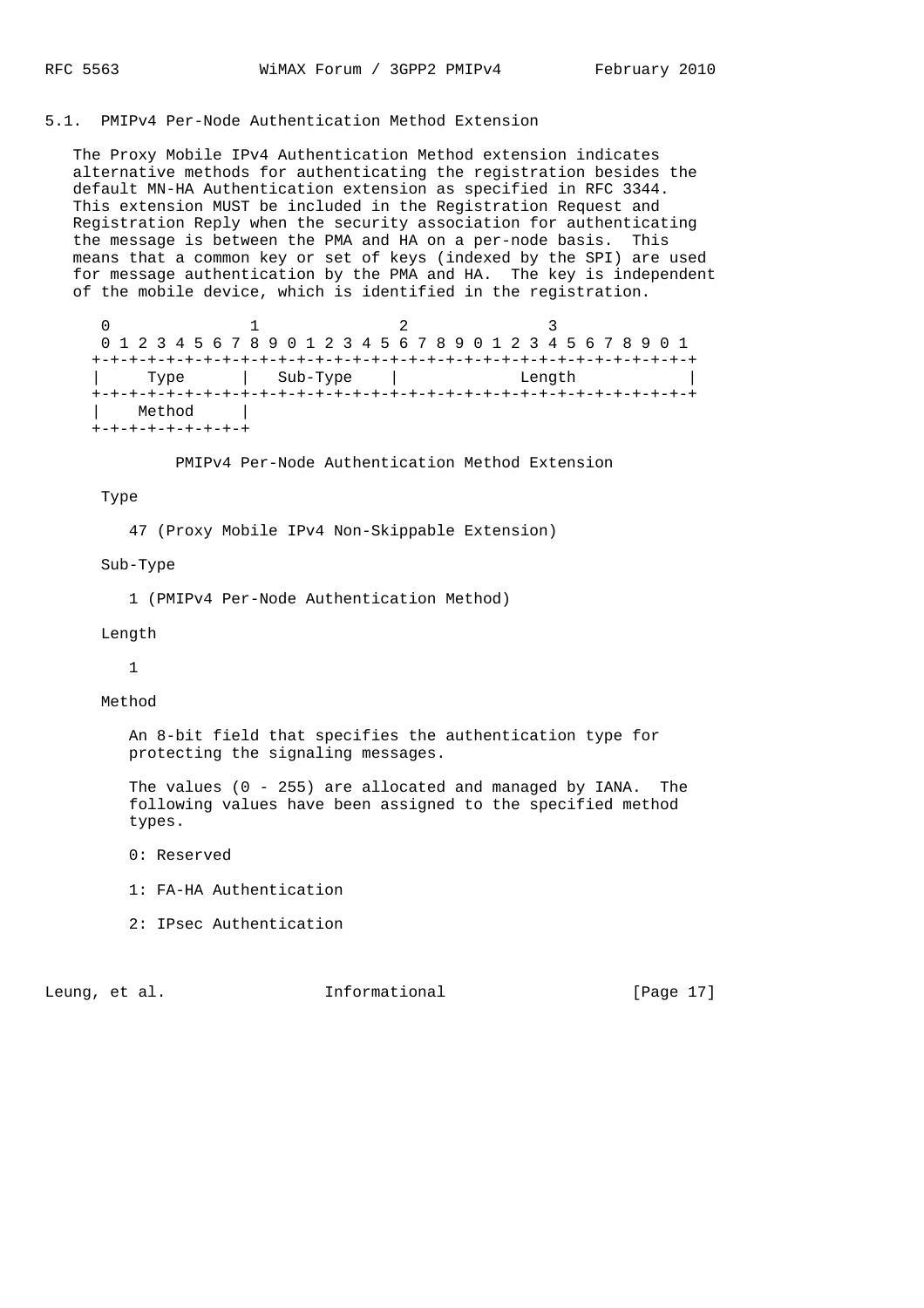### 5.1. PMIPv4 Per-Node Authentication Method Extension

The Proxy Mobile IPv4 Authentication Method extension indicates alternative methods for authenticating the registration besides the default MN-HA Authentication extension as specified in RFC 3344. This extension MUST be included in the Registration Request and Registration Reply when the security association for authenticating the message is between the PMA and HA on a per-node basis. This means that a common key or set of keys (indexed by the SPI) are used for message authentication by the PMA and HA. The key is independent of the mobile device, which is identified in the registration.

```
 0                   1                   2                   3
 0 1 2 3 4 5 6 7 8 9 0 1 2 3 4 5 6 7 8 9 0 1 2 3 4 5 6 7 8 9 0 1
+-+-+-+-+-+-+-+-+-+-+-+-+-+-+-+-+-+-+-+-+-+-+-+-+-+-+-+-+-+-+-+-+
|     Type      |   Sub-Type    |            Length             |
+-+-+-+-+-+-+-+-+-+-+-+-+-+-+-+-+-+-+-+-+-+-+-+-+-+-+-+-+-+-+-+-+
|    Method     |
+-+-+-+-+-+-+-+-+
```

PMIPv4 Per-Node Authentication Method Extension

Type

47 (Proxy Mobile IPv4 Non-Skippable Extension)

Sub-Type

1 (PMIPv4 Per-Node Authentication Method)

Length

1

Method

An 8-bit field that specifies the authentication type for protecting the signaling messages.

The values (0 - 255) are allocated and managed by IANA. The following values have been assigned to the specified method types.

0: Reserved

1: FA-HA Authentication

2: IPsec Authentication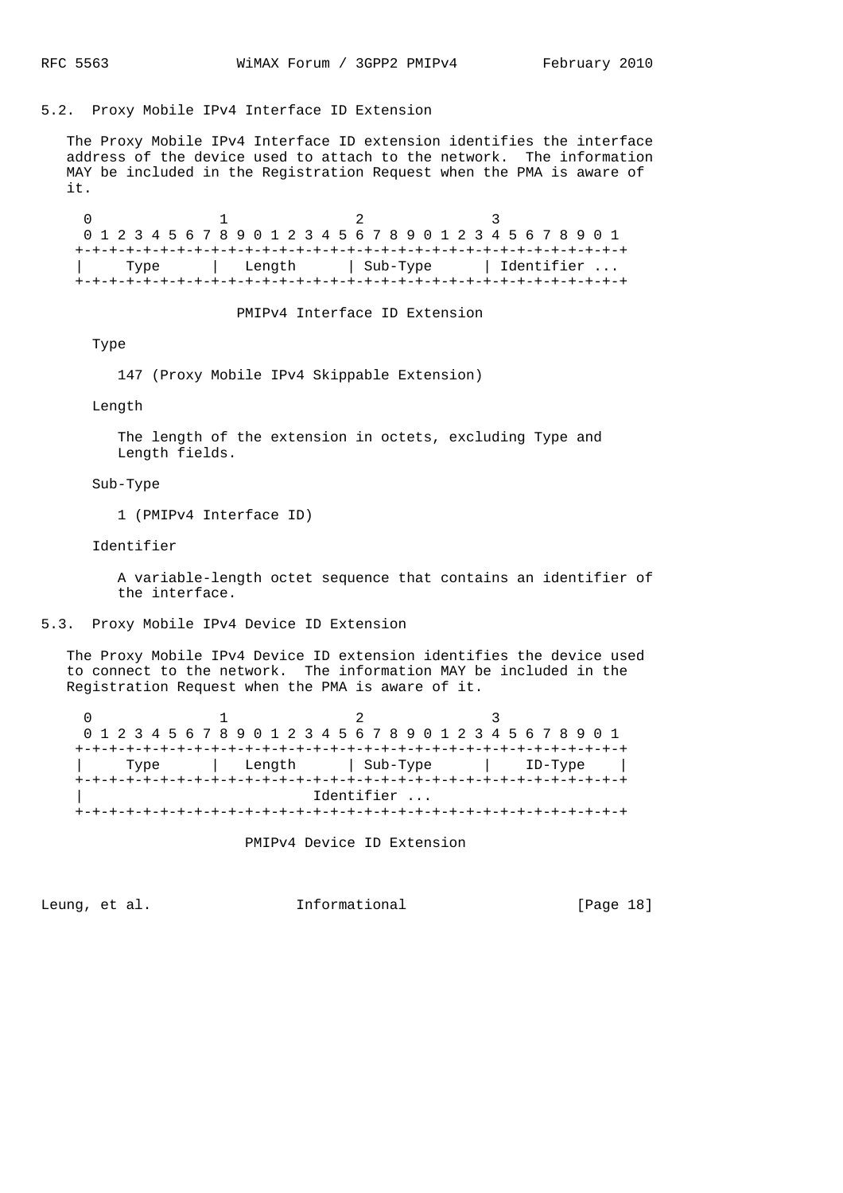### 5.2. Proxy Mobile IPv4 Interface ID Extension

The Proxy Mobile IPv4 Interface ID extension identifies the interface address of the device used to attach to the network. The information MAY be included in the Registration Request when the PMA is aware of it.

```
 0                   1                   2                   3
 0 1 2 3 4 5 6 7 8 9 0 1 2 3 4 5 6 7 8 9 0 1 2 3 4 5 6 7 8 9 0 1
+-+-+-+-+-+-+-+-+-+-+-+-+-+-+-+-+-+-+-+-+-+-+-+-+-+-+-+-+-+-+-+-+
|     Type      |    Length     | Sub-Type      | Identifier ...
+-+-+-+-+-+-+-+-+-+-+-+-+-+-+-+-+-+-+-+-+-+-+-+-+-+-+-+-+-+-+-+-+
```

PMIPv4 Interface ID Extension

Type

147 (Proxy Mobile IPv4 Skippable Extension)

Length

The length of the extension in octets, excluding Type and Length fields.

Sub-Type

1 (PMIPv4 Interface ID)

Identifier

A variable-length octet sequence that contains an identifier of the interface.

### 5.3. Proxy Mobile IPv4 Device ID Extension

The Proxy Mobile IPv4 Device ID extension identifies the device used to connect to the network. The information MAY be included in the Registration Request when the PMA is aware of it.

```
 0                   1                   2                   3
 0 1 2 3 4 5 6 7 8 9 0 1 2 3 4 5 6 7 8 9 0 1 2 3 4 5 6 7 8 9 0 1
+-+-+-+-+-+-+-+-+-+-+-+-+-+-+-+-+-+-+-+-+-+-+-+-+-+-+-+-+-+-+-+-+
|     Type      |    Length     | Sub-Type      |    ID-Type    |
+-+-+-+-+-+-+-+-+-+-+-+-+-+-+-+-+-+-+-+-+-+-+-+-+-+-+-+-+-+-+-+-+
|                          Identifier ...
+-+-+-+-+-+-+-+-+-+-+-+-+-+-+-+-+-+-+-+-+-+-+-+-+-+-+-+-+-+-+-+-+
```

PMIPv4 Device ID Extension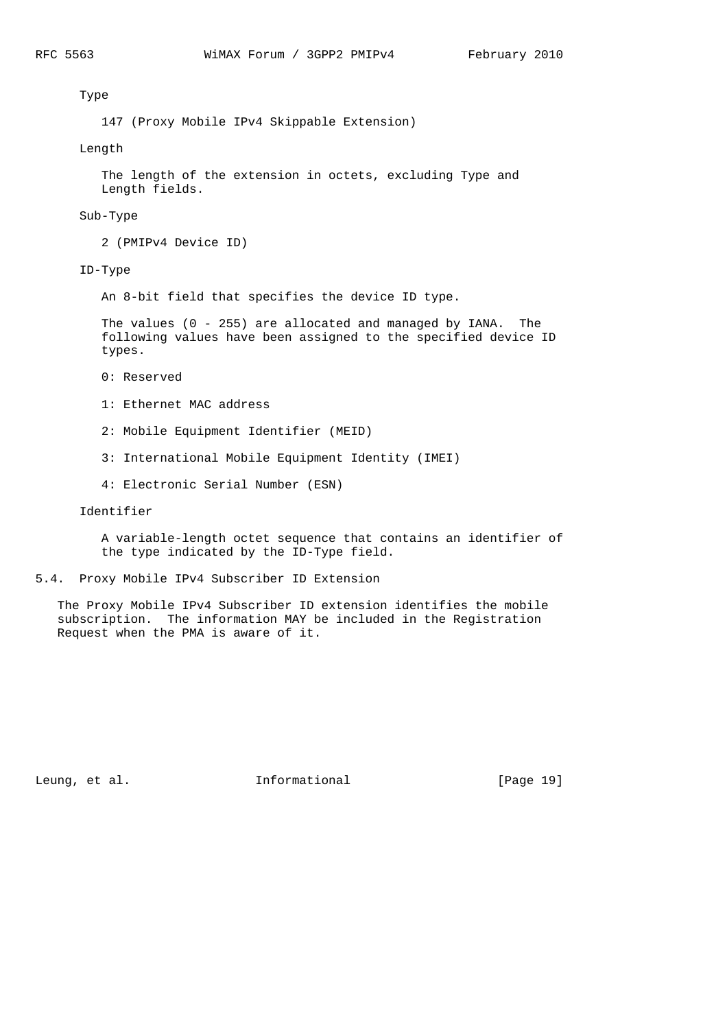Type

147 (Proxy Mobile IPv4 Skippable Extension)

Length

The length of the extension in octets, excluding Type and Length fields.

Sub-Type

2 (PMIPv4 Device ID)

ID-Type

An 8-bit field that specifies the device ID type.

The values (0 - 255) are allocated and managed by IANA. The following values have been assigned to the specified device ID types.

0: Reserved

1: Ethernet MAC address

2: Mobile Equipment Identifier (MEID)

3: International Mobile Equipment Identity (IMEI)

4: Electronic Serial Number (ESN)

Identifier

A variable-length octet sequence that contains an identifier of the type indicated by the ID-Type field.

### 5.4. Proxy Mobile IPv4 Subscriber ID Extension

The Proxy Mobile IPv4 Subscriber ID extension identifies the mobile subscription. The information MAY be included in the Registration Request when the PMA is aware of it.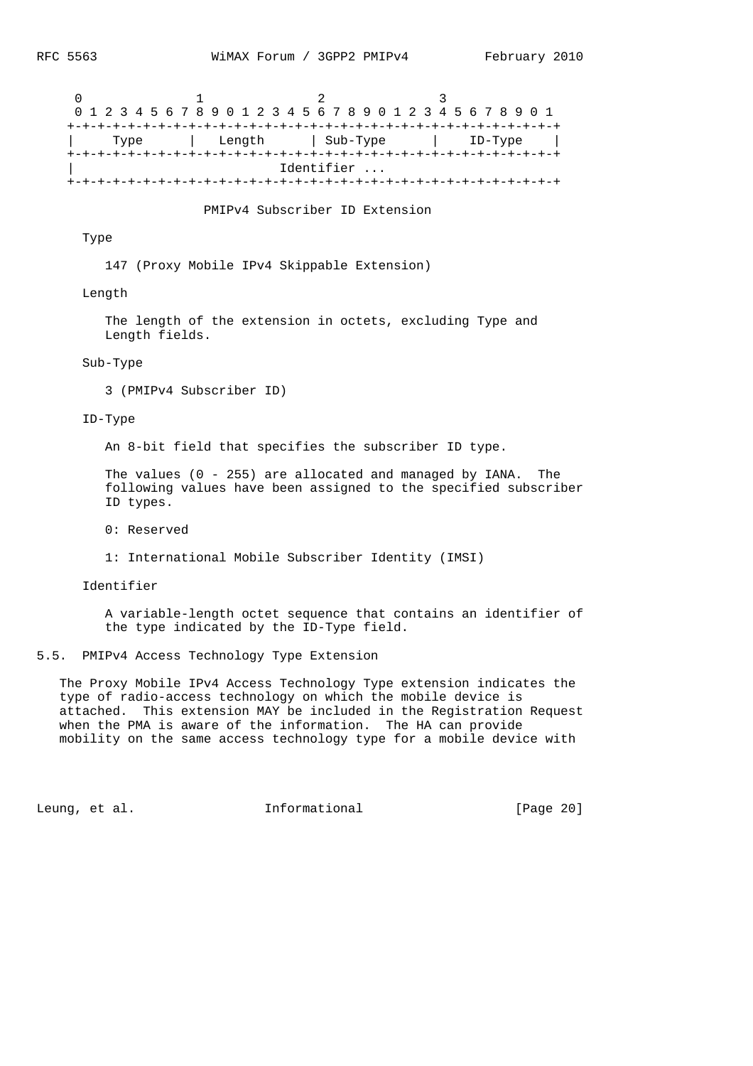```
 0                   1                   2                   3
 0 1 2 3 4 5 6 7 8 9 0 1 2 3 4 5 6 7 8 9 0 1 2 3 4 5 6 7 8 9 0 1
+-+-+-+-+-+-+-+-+-+-+-+-+-+-+-+-+-+-+-+-+-+-+-+-+-+-+-+-+-+-+-+-+
|     Type      |   Length      | Sub-Type      |    ID-Type    |
+-+-+-+-+-+-+-+-+-+-+-+-+-+-+-+-+-+-+-+-+-+-+-+-+-+-+-+-+-+-+-+-+
|                            Identifier ...
+-+-+-+-+-+-+-+-+-+-+-+-+-+-+-+-+-+-+-+-+-+-+-+-+-+-+-+-+-+-+-+-+
```

PMIPv4 Subscriber ID Extension

Type

147 (Proxy Mobile IPv4 Skippable Extension)

Length

The length of the extension in octets, excluding Type and Length fields.

Sub-Type

3 (PMIPv4 Subscriber ID)

ID-Type

An 8-bit field that specifies the subscriber ID type.

The values (0 - 255) are allocated and managed by IANA. The following values have been assigned to the specified subscriber ID types.

0: Reserved

1: International Mobile Subscriber Identity (IMSI)

Identifier

A variable-length octet sequence that contains an identifier of the type indicated by the ID-Type field.

## 5.5. PMIPv4 Access Technology Type Extension

The Proxy Mobile IPv4 Access Technology Type extension indicates the type of radio-access technology on which the mobile device is attached. This extension MAY be included in the Registration Request when the PMA is aware of the information. The HA can provide mobility on the same access technology type for a mobile device with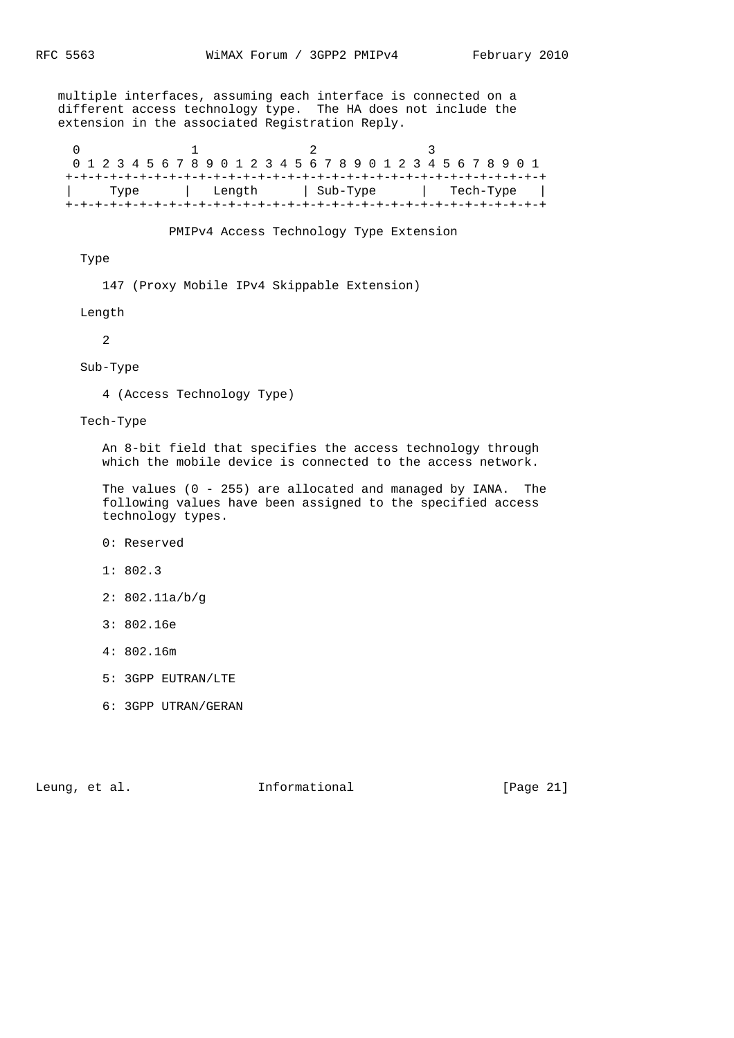multiple interfaces, assuming each interface is connected on a different access technology type. The HA does not include the extension in the associated Registration Reply.

```
 0                   1                   2                   3
 0 1 2 3 4 5 6 7 8 9 0 1 2 3 4 5 6 7 8 9 0 1 2 3 4 5 6 7 8 9 0 1
+-+-+-+-+-+-+-+-+-+-+-+-+-+-+-+-+-+-+-+-+-+-+-+-+-+-+-+-+-+-+-+-+
|     Type      |    Length     | Sub-Type      |   Tech-Type   |
+-+-+-+-+-+-+-+-+-+-+-+-+-+-+-+-+-+-+-+-+-+-+-+-+-+-+-+-+-+-+-+-+
```

PMIPv4 Access Technology Type Extension

Type

147 (Proxy Mobile IPv4 Skippable Extension)

Length

2

Sub-Type

4 (Access Technology Type)

Tech-Type

An 8-bit field that specifies the access technology through which the mobile device is connected to the access network.

The values (0 - 255) are allocated and managed by IANA. The following values have been assigned to the specified access technology types.

0: Reserved

1: 802.3

2: 802.11a/b/g

3: 802.16e

4: 802.16m

5: 3GPP EUTRAN/LTE

6: 3GPP UTRAN/GERAN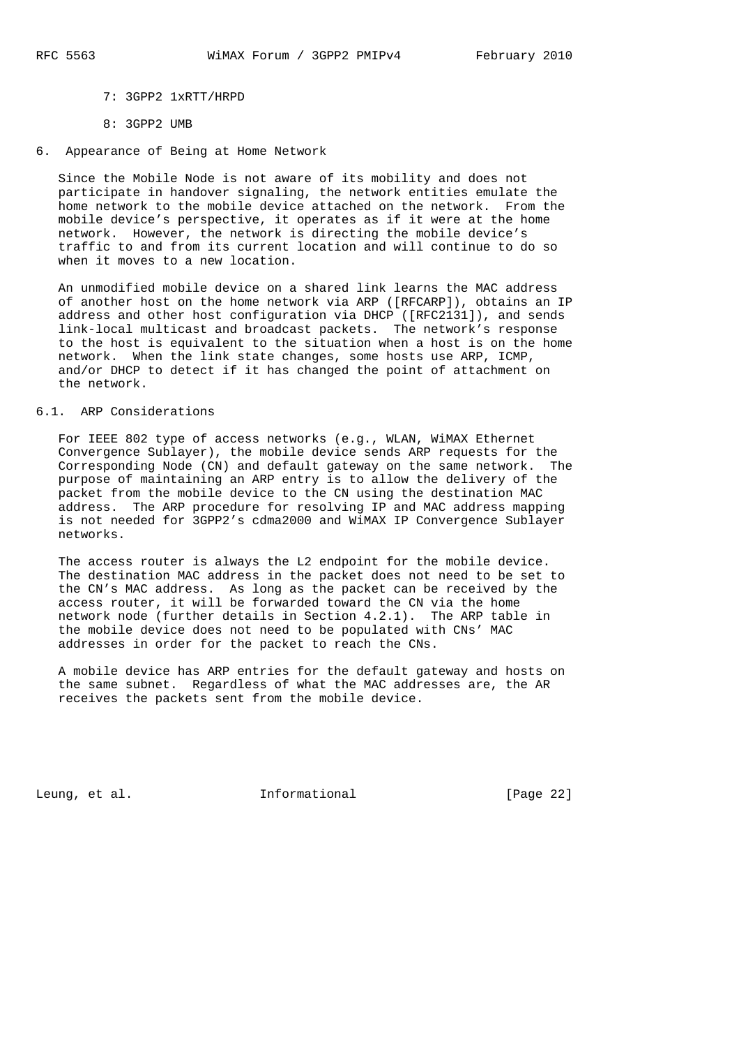7: 3GPP2 1xRTT/HRPD

8: 3GPP2 UMB

## 6. Appearance of Being at Home Network

Since the Mobile Node is not aware of its mobility and does not participate in handover signaling, the network entities emulate the home network to the mobile device attached on the network. From the mobile device's perspective, it operates as if it were at the home network. However, the network is directing the mobile device's traffic to and from its current location and will continue to do so when it moves to a new location.

An unmodified mobile device on a shared link learns the MAC address of another host on the home network via ARP ([RFCARP]), obtains an IP address and other host configuration via DHCP ([RFC2131]), and sends link-local multicast and broadcast packets. The network's response to the host is equivalent to the situation when a host is on the home network. When the link state changes, some hosts use ARP, ICMP, and/or DHCP to detect if it has changed the point of attachment on the network.

### 6.1. ARP Considerations

For IEEE 802 type of access networks (e.g., WLAN, WiMAX Ethernet Convergence Sublayer), the mobile device sends ARP requests for the Corresponding Node (CN) and default gateway on the same network. The purpose of maintaining an ARP entry is to allow the delivery of the packet from the mobile device to the CN using the destination MAC address. The ARP procedure for resolving IP and MAC address mapping is not needed for 3GPP2's cdma2000 and WiMAX IP Convergence Sublayer networks.

The access router is always the L2 endpoint for the mobile device. The destination MAC address in the packet does not need to be set to the CN's MAC address. As long as the packet can be received by the access router, it will be forwarded toward the CN via the home network node (further details in Section 4.2.1). The ARP table in the mobile device does not need to be populated with CNs' MAC addresses in order for the packet to reach the CNs.

A mobile device has ARP entries for the default gateway and hosts on the same subnet. Regardless of what the MAC addresses are, the AR receives the packets sent from the mobile device.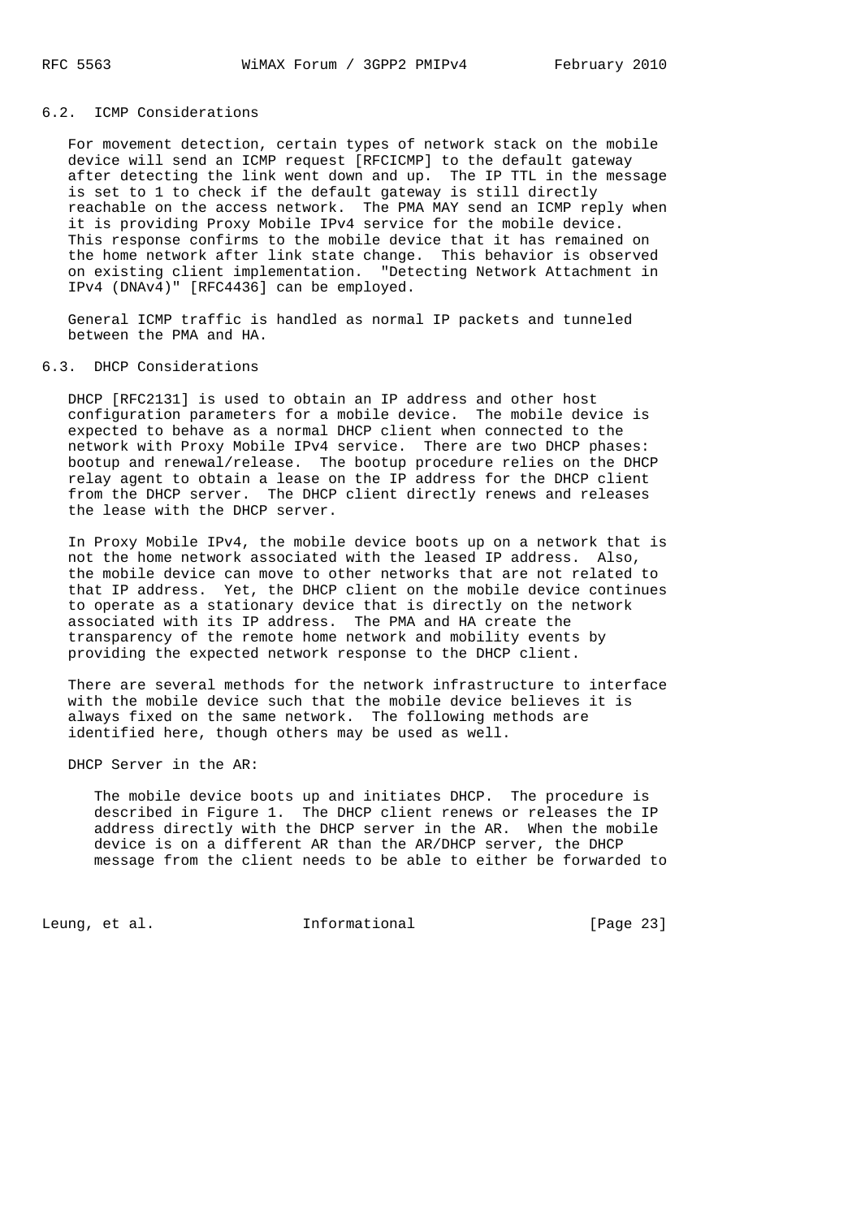### 6.2. ICMP Considerations

For movement detection, certain types of network stack on the mobile device will send an ICMP request [RFCICMP] to the default gateway after detecting the link went down and up. The IP TTL in the message is set to 1 to check if the default gateway is still directly reachable on the access network. The PMA MAY send an ICMP reply when it is providing Proxy Mobile IPv4 service for the mobile device. This response confirms to the mobile device that it has remained on the home network after link state change. This behavior is observed on existing client implementation. "Detecting Network Attachment in IPv4 (DNAv4)" [RFC4436] can be employed.

General ICMP traffic is handled as normal IP packets and tunneled between the PMA and HA.

### 6.3. DHCP Considerations

DHCP [RFC2131] is used to obtain an IP address and other host configuration parameters for a mobile device. The mobile device is expected to behave as a normal DHCP client when connected to the network with Proxy Mobile IPv4 service. There are two DHCP phases: bootup and renewal/release. The bootup procedure relies on the DHCP relay agent to obtain a lease on the IP address for the DHCP client from the DHCP server. The DHCP client directly renews and releases the lease with the DHCP server.

In Proxy Mobile IPv4, the mobile device boots up on a network that is not the home network associated with the leased IP address. Also, the mobile device can move to other networks that are not related to that IP address. Yet, the DHCP client on the mobile device continues to operate as a stationary device that is directly on the network associated with its IP address. The PMA and HA create the transparency of the remote home network and mobility events by providing the expected network response to the DHCP client.

There are several methods for the network infrastructure to interface with the mobile device such that the mobile device believes it is always fixed on the same network. The following methods are identified here, though others may be used as well.

DHCP Server in the AR:

The mobile device boots up and initiates DHCP. The procedure is described in Figure 1. The DHCP client renews or releases the IP address directly with the DHCP server in the AR. When the mobile device is on a different AR than the AR/DHCP server, the DHCP message from the client needs to be able to either be forwarded to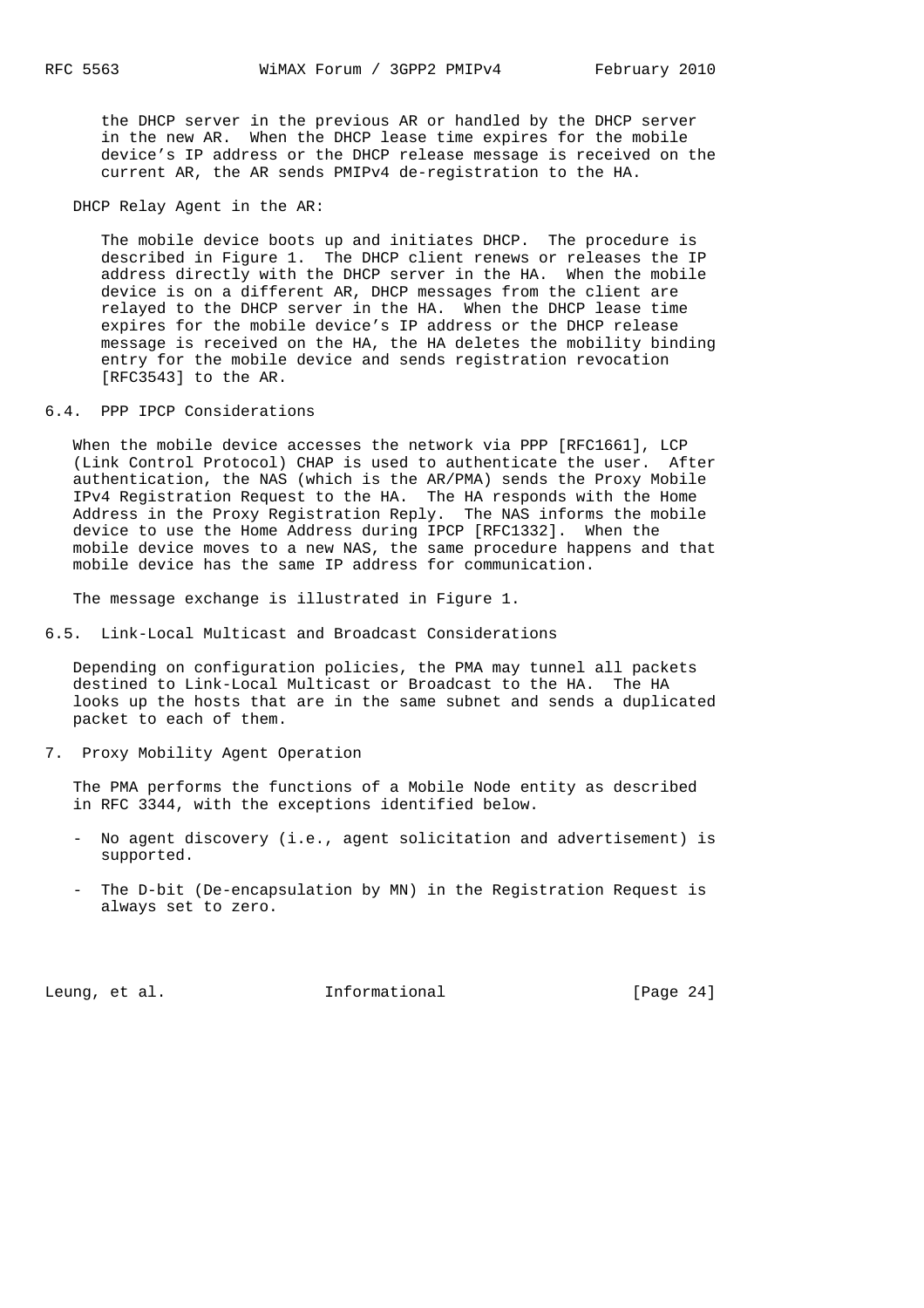the DHCP server in the previous AR or handled by the DHCP server in the new AR. When the DHCP lease time expires for the mobile device's IP address or the DHCP release message is received on the current AR, the AR sends PMIPv4 de-registration to the HA.

DHCP Relay Agent in the AR:

The mobile device boots up and initiates DHCP. The procedure is described in Figure 1. The DHCP client renews or releases the IP address directly with the DHCP server in the HA. When the mobile device is on a different AR, DHCP messages from the client are relayed to the DHCP server in the HA. When the DHCP lease time expires for the mobile device's IP address or the DHCP release message is received on the HA, the HA deletes the mobility binding entry for the mobile device and sends registration revocation [RFC3543] to the AR.

### 6.4. PPP IPCP Considerations

When the mobile device accesses the network via PPP [RFC1661], LCP (Link Control Protocol) CHAP is used to authenticate the user. After authentication, the NAS (which is the AR/PMA) sends the Proxy Mobile IPv4 Registration Request to the HA. The HA responds with the Home Address in the Proxy Registration Reply. The NAS informs the mobile device to use the Home Address during IPCP [RFC1332]. When the mobile device moves to a new NAS, the same procedure happens and that mobile device has the same IP address for communication.

The message exchange is illustrated in Figure 1.

### 6.5. Link-Local Multicast and Broadcast Considerations

Depending on configuration policies, the PMA may tunnel all packets destined to Link-Local Multicast or Broadcast to the HA. The HA looks up the hosts that are in the same subnet and sends a duplicated packet to each of them.

## 7. Proxy Mobility Agent Operation

The PMA performs the functions of a Mobile Node entity as described in RFC 3344, with the exceptions identified below.

- No agent discovery (i.e., agent solicitation and advertisement) is supported.

- The D-bit (De-encapsulation by MN) in the Registration Request is always set to zero.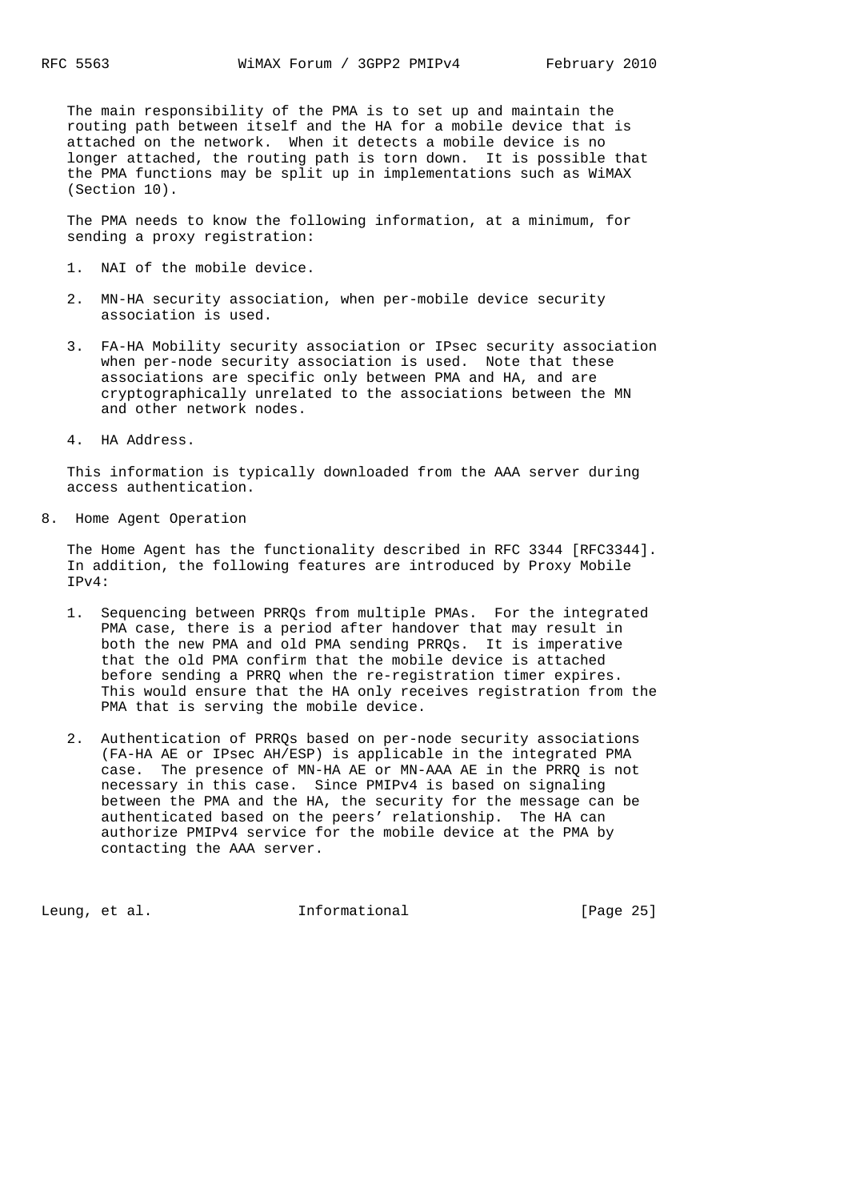The main responsibility of the PMA is to set up and maintain the routing path between itself and the HA for a mobile device that is attached on the network. When it detects a mobile device is no longer attached, the routing path is torn down. It is possible that the PMA functions may be split up in implementations such as WiMAX (Section 10).

The PMA needs to know the following information, at a minimum, for sending a proxy registration:

1. NAI of the mobile device.

2. MN-HA security association, when per-mobile device security association is used.

3. FA-HA Mobility security association or IPsec security association when per-node security association is used. Note that these associations are specific only between PMA and HA, and are cryptographically unrelated to the associations between the MN and other network nodes.

4. HA Address.

This information is typically downloaded from the AAA server during access authentication.

## 8. Home Agent Operation

The Home Agent has the functionality described in RFC 3344 [RFC3344]. In addition, the following features are introduced by Proxy Mobile IPv4:

1. Sequencing between PRRQs from multiple PMAs. For the integrated PMA case, there is a period after handover that may result in both the new PMA and old PMA sending PRRQs. It is imperative that the old PMA confirm that the mobile device is attached before sending a PRRQ when the re-registration timer expires. This would ensure that the HA only receives registration from the PMA that is serving the mobile device.

2. Authentication of PRRQs based on per-node security associations (FA-HA AE or IPsec AH/ESP) is applicable in the integrated PMA case. The presence of MN-HA AE or MN-AAA AE in the PRRQ is not necessary in this case. Since PMIPv4 is based on signaling between the PMA and the HA, the security for the message can be authenticated based on the peers' relationship. The HA can authorize PMIPv4 service for the mobile device at the PMA by contacting the AAA server.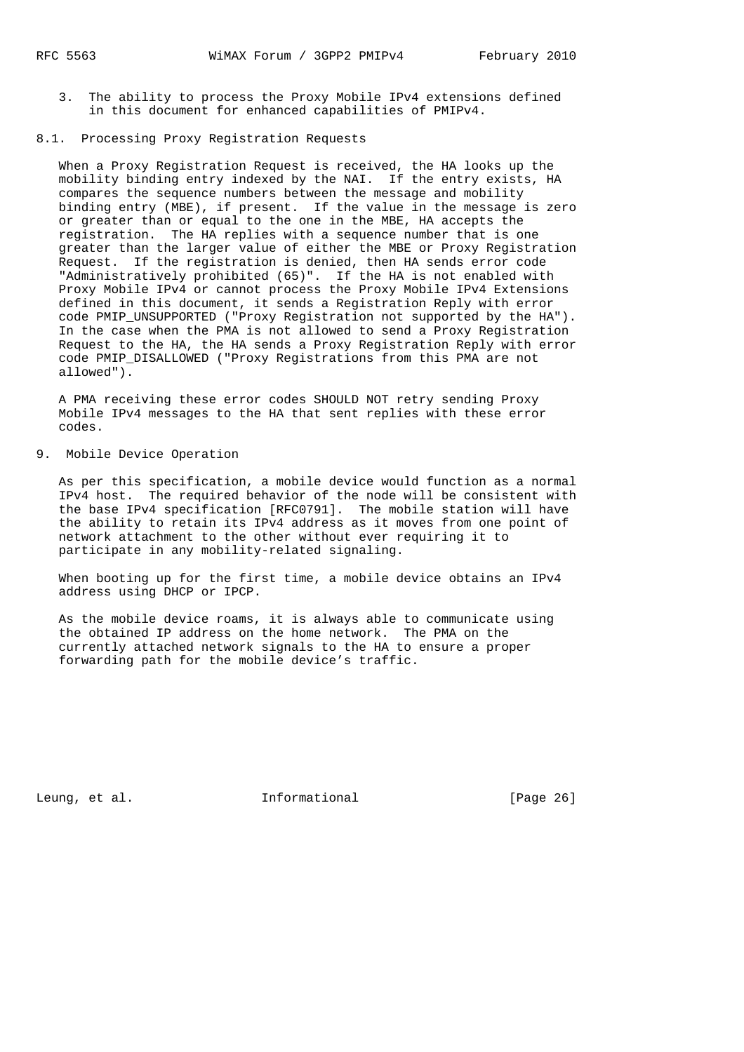3. The ability to process the Proxy Mobile IPv4 extensions defined in this document for enhanced capabilities of PMIPv4.

### 8.1. Processing Proxy Registration Requests

When a Proxy Registration Request is received, the HA looks up the mobility binding entry indexed by the NAI. If the entry exists, HA compares the sequence numbers between the message and mobility binding entry (MBE), if present. If the value in the message is zero or greater than or equal to the one in the MBE, HA accepts the registration. The HA replies with a sequence number that is one greater than the larger value of either the MBE or Proxy Registration Request. If the registration is denied, then HA sends error code "Administratively prohibited (65)". If the HA is not enabled with Proxy Mobile IPv4 or cannot process the Proxy Mobile IPv4 Extensions defined in this document, it sends a Registration Reply with error code PMIP_UNSUPPORTED ("Proxy Registration not supported by the HA"). In the case when the PMA is not allowed to send a Proxy Registration Request to the HA, the HA sends a Proxy Registration Reply with error code PMIP_DISALLOWED ("Proxy Registrations from this PMA are not allowed").

A PMA receiving these error codes SHOULD NOT retry sending Proxy Mobile IPv4 messages to the HA that sent replies with these error codes.

## 9. Mobile Device Operation

As per this specification, a mobile device would function as a normal IPv4 host. The required behavior of the node will be consistent with the base IPv4 specification [RFC0791]. The mobile station will have the ability to retain its IPv4 address as it moves from one point of network attachment to the other without ever requiring it to participate in any mobility-related signaling.

When booting up for the first time, a mobile device obtains an IPv4 address using DHCP or IPCP.

As the mobile device roams, it is always able to communicate using the obtained IP address on the home network. The PMA on the currently attached network signals to the HA to ensure a proper forwarding path for the mobile device's traffic.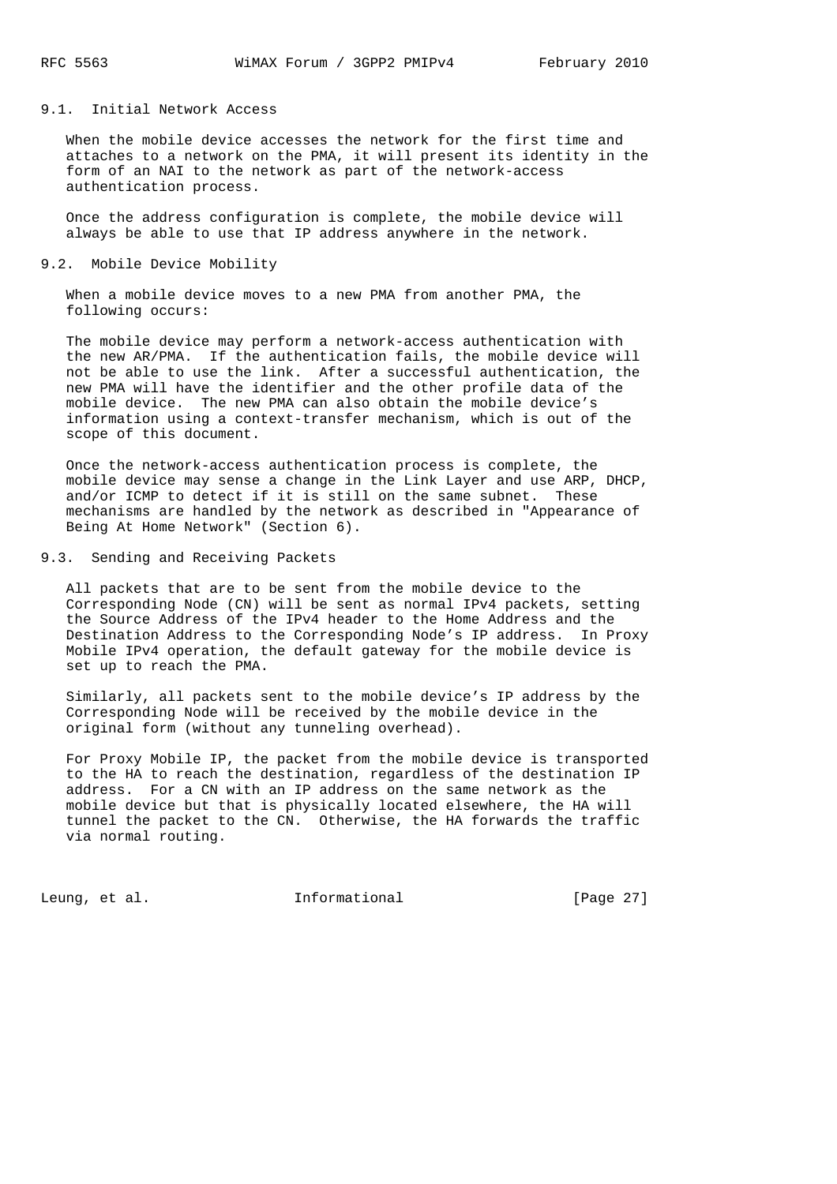### 9.1. Initial Network Access

When the mobile device accesses the network for the first time and attaches to a network on the PMA, it will present its identity in the form of an NAI to the network as part of the network-access authentication process.

Once the address configuration is complete, the mobile device will always be able to use that IP address anywhere in the network.

### 9.2. Mobile Device Mobility

When a mobile device moves to a new PMA from another PMA, the following occurs:

The mobile device may perform a network-access authentication with the new AR/PMA. If the authentication fails, the mobile device will not be able to use the link. After a successful authentication, the new PMA will have the identifier and the other profile data of the mobile device. The new PMA can also obtain the mobile device's information using a context-transfer mechanism, which is out of the scope of this document.

Once the network-access authentication process is complete, the mobile device may sense a change in the Link Layer and use ARP, DHCP, and/or ICMP to detect if it is still on the same subnet. These mechanisms are handled by the network as described in "Appearance of Being At Home Network" (Section 6).

### 9.3. Sending and Receiving Packets

All packets that are to be sent from the mobile device to the Corresponding Node (CN) will be sent as normal IPv4 packets, setting the Source Address of the IPv4 header to the Home Address and the Destination Address to the Corresponding Node's IP address. In Proxy Mobile IPv4 operation, the default gateway for the mobile device is set up to reach the PMA.

Similarly, all packets sent to the mobile device's IP address by the Corresponding Node will be received by the mobile device in the original form (without any tunneling overhead).

For Proxy Mobile IP, the packet from the mobile device is transported to the HA to reach the destination, regardless of the destination IP address. For a CN with an IP address on the same network as the mobile device but that is physically located elsewhere, the HA will tunnel the packet to the CN. Otherwise, the HA forwards the traffic via normal routing.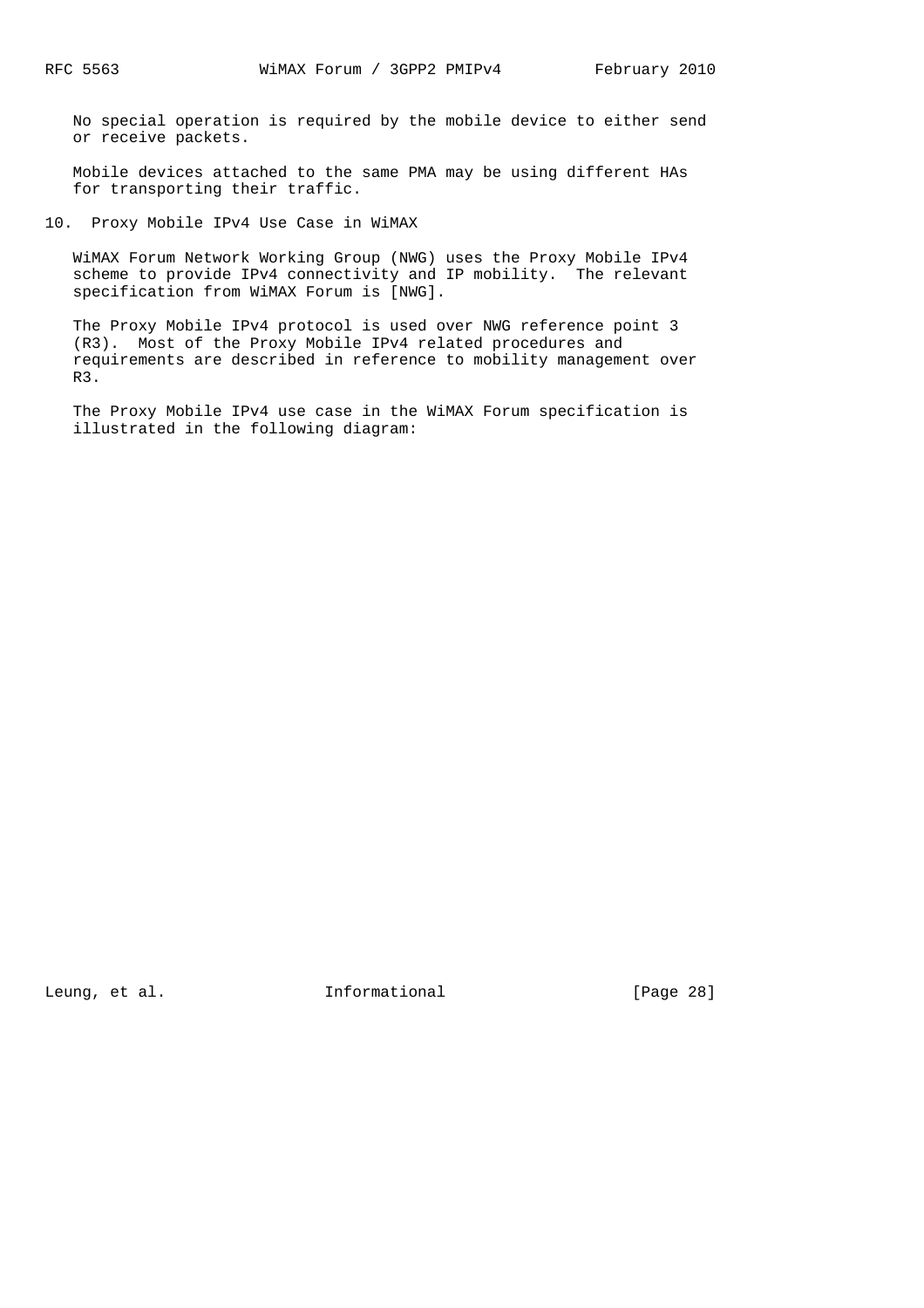No special operation is required by the mobile device to either send or receive packets.

Mobile devices attached to the same PMA may be using different HAs for transporting their traffic.

## 10. Proxy Mobile IPv4 Use Case in WiMAX

WiMAX Forum Network Working Group (NWG) uses the Proxy Mobile IPv4 scheme to provide IPv4 connectivity and IP mobility. The relevant specification from WiMAX Forum is [NWG].

The Proxy Mobile IPv4 protocol is used over NWG reference point 3 (R3). Most of the Proxy Mobile IPv4 related procedures and requirements are described in reference to mobility management over R3.

The Proxy Mobile IPv4 use case in the WiMAX Forum specification is illustrated in the following diagram: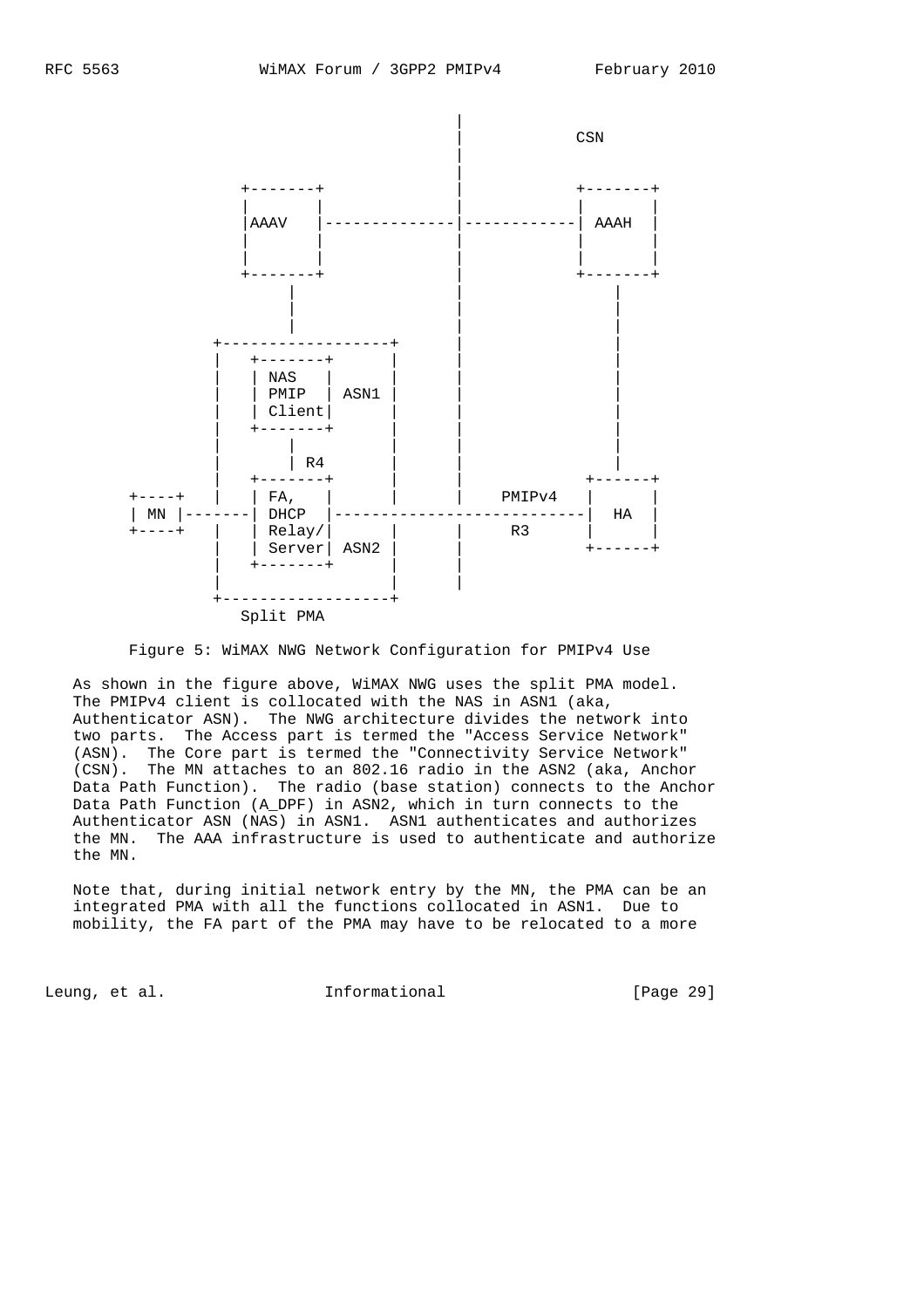```
                                      |
                                      |          CSN
                                      |
                                      |
          +-------+                   |          +-------+
          |       |                   |          |       |
          |AAAV   |-------------------|----------| AAAH  |
          |       |                   |          |       |
          |       |                   |          |       |
          +-------+                   |          +-------+
               |                      |              |
               |                      |              |
               |                      |              |
       +------------------+           |              |
       |   +-------+      |           |              |
       |   | NAS   |      |           |              |
       |   | PMIP  | ASN1 |           |              |
       |   | Client|      |           |              |
       |   +-------+      |           |              |
       |       |          |           |              |
       |       | R4       |           |              |
       |   +-------+      |           |          +------+
+----+ |   | FA,   |      |           |   PMIPv4 |      |
| MN |-----| DHCP  |-------------------------------|  HA  |
+----+ |   | Relay/|      |           |    R3    |      |
       |   | Server| ASN2 |           |          +------+
       |   +-------+      |           |
       |                  |           |
       +------------------+
          Split PMA
```

Figure 5: WiMAX NWG Network Configuration for PMIPv4 Use

As shown in the figure above, WiMAX NWG uses the split PMA model. The PMIPv4 client is collocated with the NAS in ASN1 (aka, Authenticator ASN). The NWG architecture divides the network into two parts. The Access part is termed the "Access Service Network" (ASN). The Core part is termed the "Connectivity Service Network" (CSN). The MN attaches to an 802.16 radio in the ASN2 (aka, Anchor Data Path Function). The radio (base station) connects to the Anchor Data Path Function (A_DPF) in ASN2, which in turn connects to the Authenticator ASN (NAS) in ASN1. ASN1 authenticates and authorizes the MN. The AAA infrastructure is used to authenticate and authorize the MN.

Note that, during initial network entry by the MN, the PMA can be an integrated PMA with all the functions collocated in ASN1. Due to mobility, the FA part of the PMA may have to be relocated to a more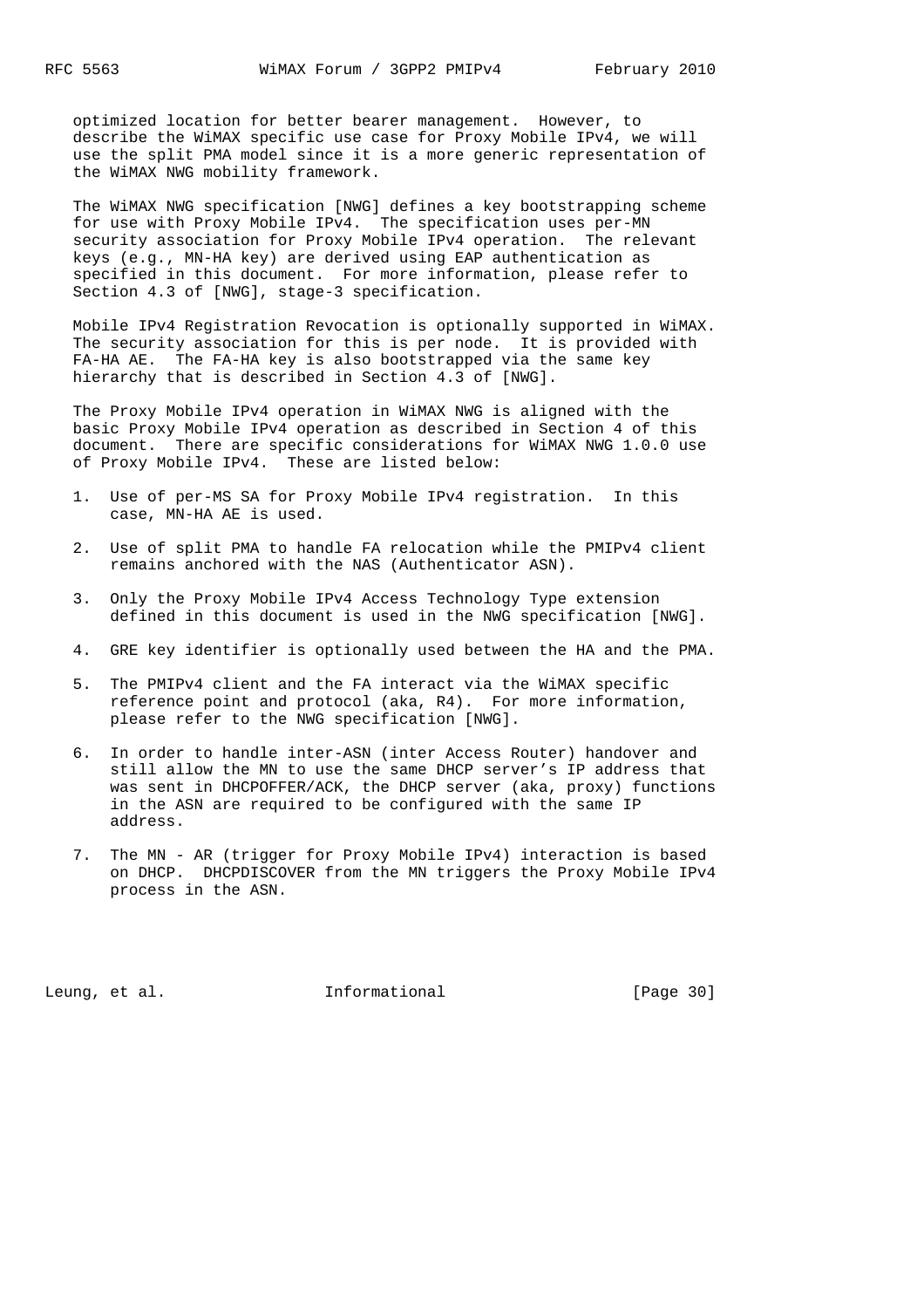optimized location for better bearer management. However, to describe the WiMAX specific use case for Proxy Mobile IPv4, we will use the split PMA model since it is a more generic representation of the WiMAX NWG mobility framework.

The WiMAX NWG specification [NWG] defines a key bootstrapping scheme for use with Proxy Mobile IPv4. The specification uses per-MN security association for Proxy Mobile IPv4 operation. The relevant keys (e.g., MN-HA key) are derived using EAP authentication as specified in this document. For more information, please refer to Section 4.3 of [NWG], stage-3 specification.

Mobile IPv4 Registration Revocation is optionally supported in WiMAX. The security association for this is per node. It is provided with FA-HA AE. The FA-HA key is also bootstrapped via the same key hierarchy that is described in Section 4.3 of [NWG].

The Proxy Mobile IPv4 operation in WiMAX NWG is aligned with the basic Proxy Mobile IPv4 operation as described in Section 4 of this document. There are specific considerations for WiMAX NWG 1.0.0 use of Proxy Mobile IPv4. These are listed below:

1. Use of per-MS SA for Proxy Mobile IPv4 registration. In this case, MN-HA AE is used.

2. Use of split PMA to handle FA relocation while the PMIPv4 client remains anchored with the NAS (Authenticator ASN).

3. Only the Proxy Mobile IPv4 Access Technology Type extension defined in this document is used in the NWG specification [NWG].

4. GRE key identifier is optionally used between the HA and the PMA.

5. The PMIPv4 client and the FA interact via the WiMAX specific reference point and protocol (aka, R4). For more information, please refer to the NWG specification [NWG].

6. In order to handle inter-ASN (inter Access Router) handover and still allow the MN to use the same DHCP server's IP address that was sent in DHCPOFFER/ACK, the DHCP server (aka, proxy) functions in the ASN are required to be configured with the same IP address.

7. The MN - AR (trigger for Proxy Mobile IPv4) interaction is based on DHCP. DHCPDISCOVER from the MN triggers the Proxy Mobile IPv4 process in the ASN.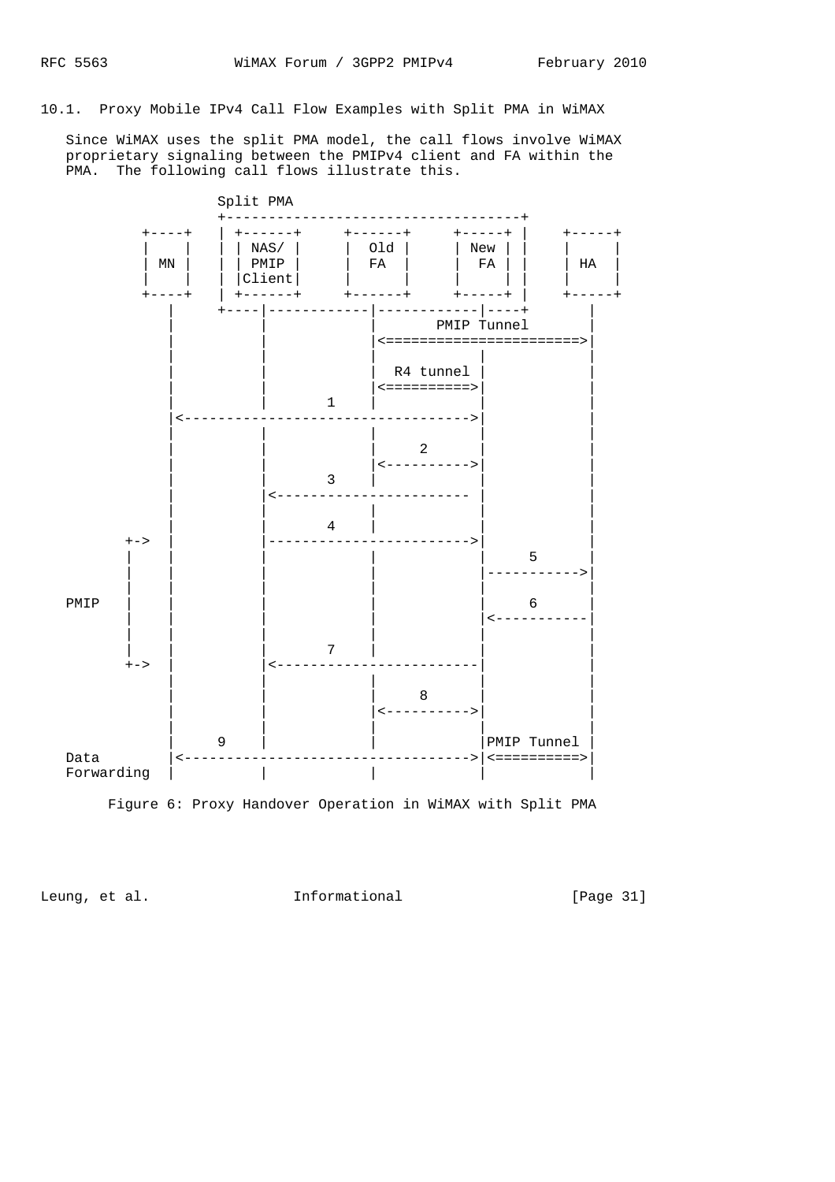## 10.1. Proxy Mobile IPv4 Call Flow Examples with Split PMA in WiMAX

Since WiMAX uses the split PMA model, the call flows involve WiMAX proprietary signaling between the PMIPv4 client and FA within the PMA. The following call flows illustrate this.

```
                  Split PMA
                  +------------------------------------+
         +----+   | +------+     +------+     +-----+ |    +-----+
         |    |   | | NAS/ |     |  Old |     | New | |    |     |
         | MN |   | | PMIP |     |  FA  |     |  FA | |    | HA  |
         |    |   | |Client|     |      |     |     | |    |     |
         +----+   | +------+     +------+     +-----+ |    +-----+
            |     +----|------------|------------|----+       |
            |          |            |       PMIP Tunnel       |
            |          |            |<======================>|
            |          |            |            |            |
            |          |            |  R4 tunnel |            |
            |          |            |<==========>|            |
            |          |       1    |            |            |
            |<---------------------------------->|            |
            |          |            |            |            |
            |          |            |     2      |            |
            |          |            |<---------->|            |
            |          |       3    |            |            |
            |          |<------------------------ |           |
            |          |            |            |            |
            |          |       4    |            |            |
       +->  |          |------------------------>|            |
       |    |          |            |            |     5      |
       |    |          |            |            |----------->|
       |    |          |            |            |            |
  PMIP |    |          |            |            |     6      |
       |    |          |            |            |<-----------|
       |    |          |            |            |            |
       |    |          |       7    |            |            |
       +->  |          |<------------------------|            |
            |          |            |            |            |
            |          |            |     8      |            |
            |          |            |<---------->|            |
            |          |            |            |            |
            |     9    |            |            |PMIP Tunnel |
  Data      |<---------------------------------->|<==========>|
  Forwarding|          |            |            |            |
```

Figure 6: Proxy Handover Operation in WiMAX with Split PMA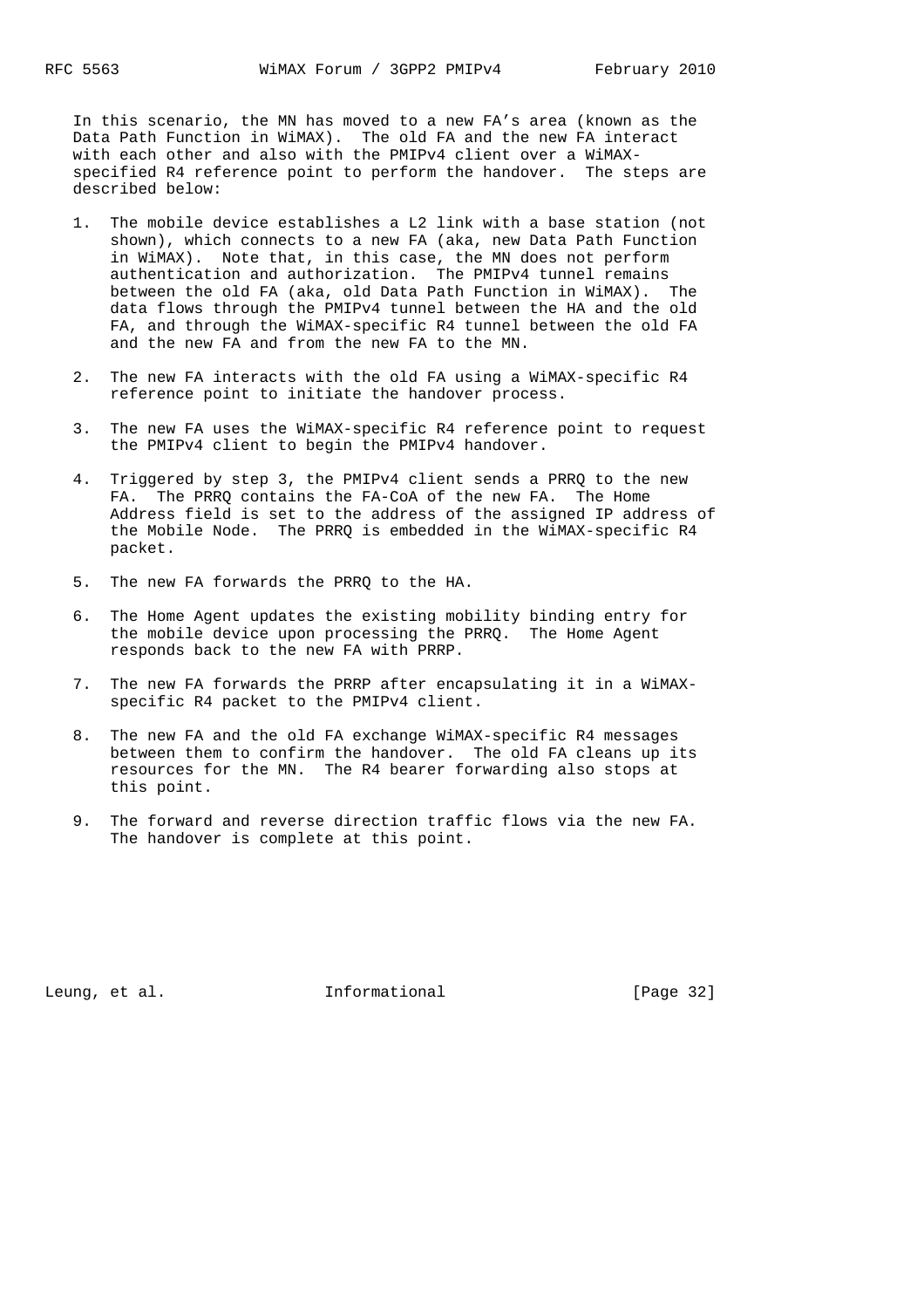In this scenario, the MN has moved to a new FA's area (known as the Data Path Function in WiMAX). The old FA and the new FA interact with each other and also with the PMIPv4 client over a WiMAX-specified R4 reference point to perform the handover. The steps are described below:

1. The mobile device establishes a L2 link with a base station (not shown), which connects to a new FA (aka, new Data Path Function in WiMAX). Note that, in this case, the MN does not perform authentication and authorization. The PMIPv4 tunnel remains between the old FA (aka, old Data Path Function in WiMAX). The data flows through the PMIPv4 tunnel between the HA and the old FA, and through the WiMAX-specific R4 tunnel between the old FA and the new FA and from the new FA to the MN.

2. The new FA interacts with the old FA using a WiMAX-specific R4 reference point to initiate the handover process.

3. The new FA uses the WiMAX-specific R4 reference point to request the PMIPv4 client to begin the PMIPv4 handover.

4. Triggered by step 3, the PMIPv4 client sends a PRRQ to the new FA. The PRRQ contains the FA-CoA of the new FA. The Home Address field is set to the address of the assigned IP address of the Mobile Node. The PRRQ is embedded in the WiMAX-specific R4 packet.

5. The new FA forwards the PRRQ to the HA.

6. The Home Agent updates the existing mobility binding entry for the mobile device upon processing the PRRQ. The Home Agent responds back to the new FA with PRRP.

7. The new FA forwards the PRRP after encapsulating it in a WiMAX-specific R4 packet to the PMIPv4 client.

8. The new FA and the old FA exchange WiMAX-specific R4 messages between them to confirm the handover. The old FA cleans up its resources for the MN. The R4 bearer forwarding also stops at this point.

9. The forward and reverse direction traffic flows via the new FA. The handover is complete at this point.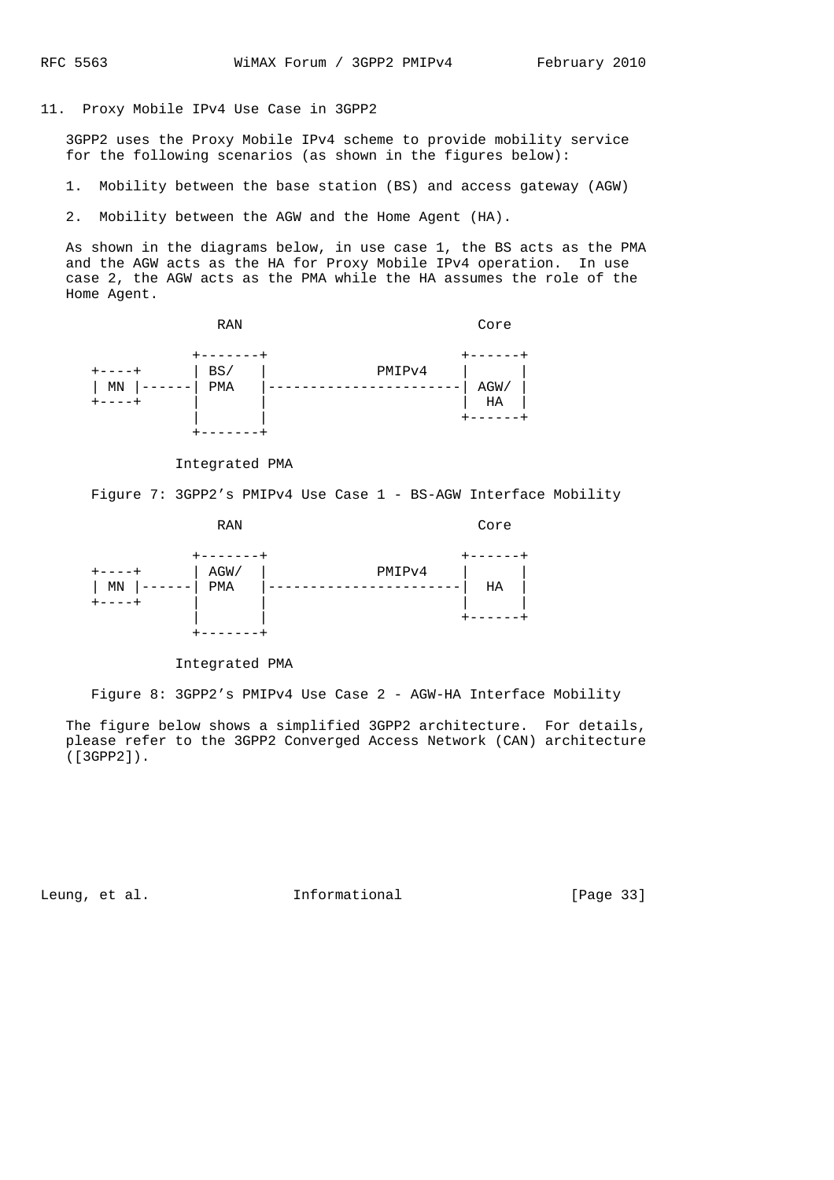## 11. Proxy Mobile IPv4 Use Case in 3GPP2

3GPP2 uses the Proxy Mobile IPv4 scheme to provide mobility service for the following scenarios (as shown in the figures below):

1. Mobility between the base station (BS) and access gateway (AGW)

2. Mobility between the AGW and the Home Agent (HA).

As shown in the diagrams below, in use case 1, the BS acts as the PMA and the AGW acts as the HA for Proxy Mobile IPv4 operation. In use case 2, the AGW acts as the PMA while the HA assumes the role of the Home Agent.

```
              RAN                           Core

           +-------+                     +------+
  +----+   | BS/   |         PMIPv4      |      |
  | MN |---| PMA   |---------------------| AGW/ |
  +----+   |       |                     |  HA  |
           |       |                     +------+
           +-------+

         Integrated PMA
```

Figure 7: 3GPP2's PMIPv4 Use Case 1 - BS-AGW Interface Mobility

```
              RAN                           Core

           +-------+                     +------+
  +----+   | AGW/  |         PMIPv4      |      |
  | MN |---| PMA   |---------------------|  HA  |
  +----+   |       |                     |      |
           |       |                     +------+
           +-------+

         Integrated PMA
```

Figure 8: 3GPP2's PMIPv4 Use Case 2 - AGW-HA Interface Mobility

The figure below shows a simplified 3GPP2 architecture. For details, please refer to the 3GPP2 Converged Access Network (CAN) architecture ([3GPP2]).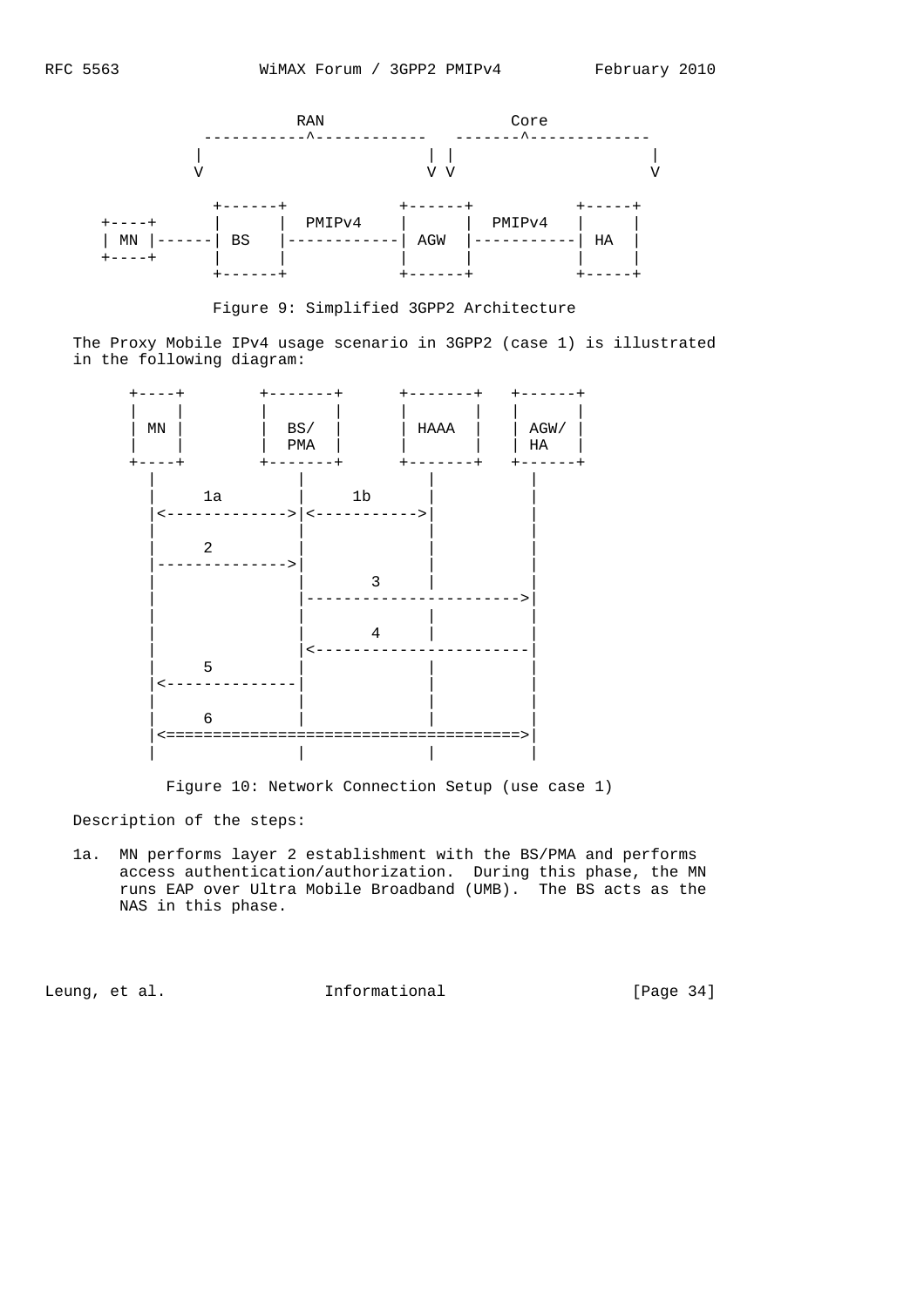```
                    RAN                     Core
             -----------^------------   -------^-------------
            |                       | |                     |
            V                       V V                     V

                +------+            +------+          +-----+
      +----+    |      |  PMIPv4    |      |  PMIPv4  |     |
      | MN |----| BS   |------------| AGW  |----------| HA  |
      +----+    |      |            |      |          |     |
                +------+            +------+          +-----+
```

Figure 9: Simplified 3GPP2 Architecture

The Proxy Mobile IPv4 usage scenario in 3GPP2 (case 1) is illustrated in the following diagram:

```
      +----+        +-------+      +-------+   +------+
      |    |        |       |      |       |   |      |
      | MN |        |  BS/  |      | HAAA  |   | AGW/ |
      |    |        |  PMA  |      |       |   |  HA  |
      +----+        +-------+      +-------+   +------+
        |               |              |           |
        |      1a       |      1b      |           |
        |<------------->|<------------>|           |
        |               |              |           |
        |      2        |              |           |
        |-------------->|              |           |
        |               |         3    |           |
        |               |------------------------->|
        |               |              |           |
        |               |         4    |           |
        |               |<-------------------------|
        |      5        |              |           |
        |<--------------|              |           |
        |               |              |           |
        |      6        |              |           |
        |<========================================>|
        |               |              |           |
```

Figure 10: Network Connection Setup (use case 1)

Description of the steps:

1a. MN performs layer 2 establishment with the BS/PMA and performs access authentication/authorization. During this phase, the MN runs EAP over Ultra Mobile Broadband (UMB). The BS acts as the NAS in this phase.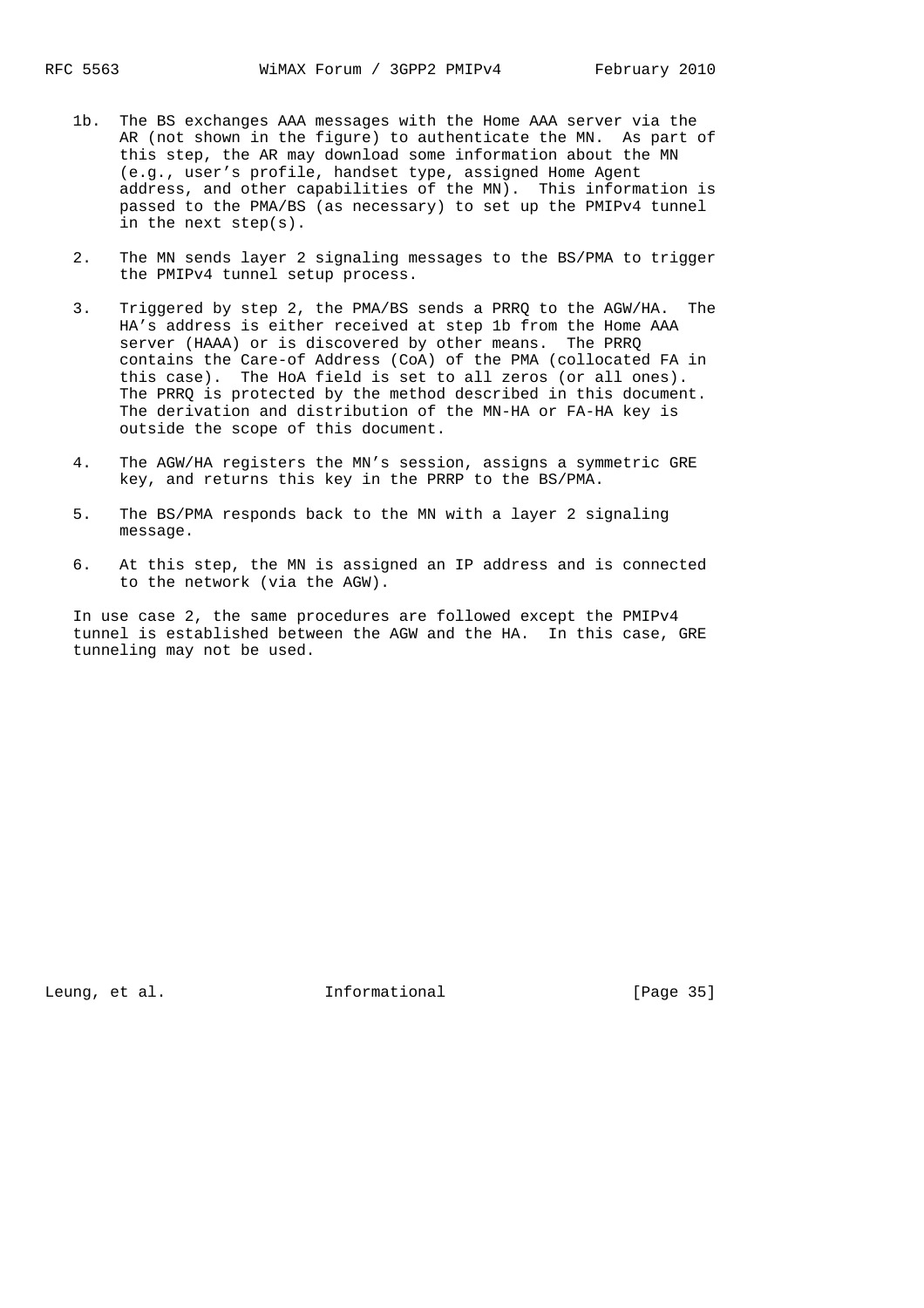1b. The BS exchanges AAA messages with the Home AAA server via the AR (not shown in the figure) to authenticate the MN. As part of this step, the AR may download some information about the MN (e.g., user's profile, handset type, assigned Home Agent address, and other capabilities of the MN). This information is passed to the PMA/BS (as necessary) to set up the PMIPv4 tunnel in the next step(s).

2. The MN sends layer 2 signaling messages to the BS/PMA to trigger the PMIPv4 tunnel setup process.

3. Triggered by step 2, the PMA/BS sends a PRRQ to the AGW/HA. The HA's address is either received at step 1b from the Home AAA server (HAAA) or is discovered by other means. The PRRQ contains the Care-of Address (CoA) of the PMA (collocated FA in this case). The HoA field is set to all zeros (or all ones). The PRRQ is protected by the method described in this document. The derivation and distribution of the MN-HA or FA-HA key is outside the scope of this document.

4. The AGW/HA registers the MN's session, assigns a symmetric GRE key, and returns this key in the PRRP to the BS/PMA.

5. The BS/PMA responds back to the MN with a layer 2 signaling message.

6. At this step, the MN is assigned an IP address and is connected to the network (via the AGW).

In use case 2, the same procedures are followed except the PMIPv4 tunnel is established between the AGW and the HA. In this case, GRE tunneling may not be used.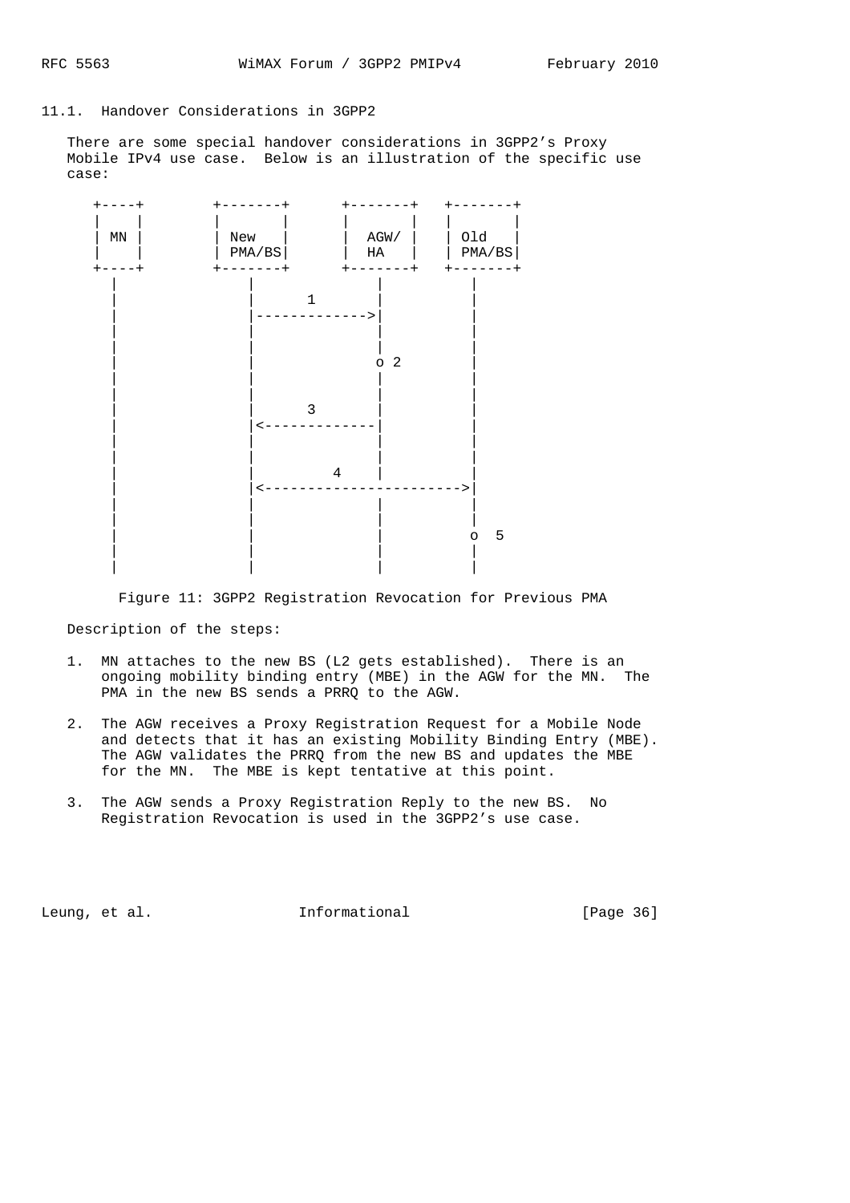### 11.1. Handover Considerations in 3GPP2

There are some special handover considerations in 3GPP2's Proxy Mobile IPv4 use case. Below is an illustration of the specific use case:

```
     +----+        +-------+      +-------+   +-------+
     |    |        |       |      |       |   |       |
     | MN |        | New   |      |  AGW/ |   | Old   |
     |    |        | PMA/BS|      |  HA   |   | PMA/BS|
     +----+        +-------+      +-------+   +-------+
        |              |              |           |
        |              |      1       |           |
        |              |------------->|           |
        |              |              |           |
        |              |              |           |
        |              |              o 2         |
        |              |              |           |
        |              |              |           |
        |              |      3       |           |
        |              |<-------------|           |
        |              |              |           |
        |              |              |           |
        |              |         4    |           |
        |              |<----------------------->|
        |              |              |           |
        |              |              |           |
        |              |              |           o  5
        |              |              |           |
        |              |              |           |
```

Figure 11: 3GPP2 Registration Revocation for Previous PMA

Description of the steps:

1. MN attaches to the new BS (L2 gets established). There is an ongoing mobility binding entry (MBE) in the AGW for the MN. The PMA in the new BS sends a PRRQ to the AGW.

2. The AGW receives a Proxy Registration Request for a Mobile Node and detects that it has an existing Mobility Binding Entry (MBE). The AGW validates the PRRQ from the new BS and updates the MBE for the MN. The MBE is kept tentative at this point.

3. The AGW sends a Proxy Registration Reply to the new BS. No Registration Revocation is used in the 3GPP2's use case.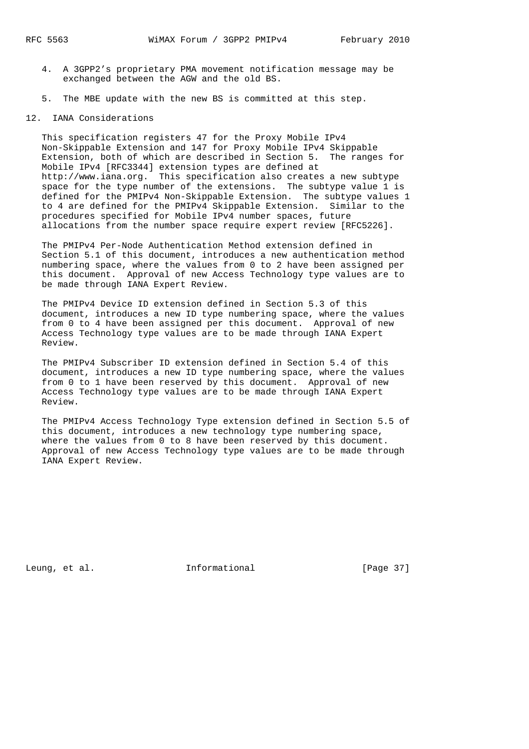4. A 3GPP2's proprietary PMA movement notification message may be exchanged between the AGW and the old BS.

5. The MBE update with the new BS is committed at this step.

## 12. IANA Considerations

This specification registers 47 for the Proxy Mobile IPv4 Non-Skippable Extension and 147 for Proxy Mobile IPv4 Skippable Extension, both of which are described in Section 5. The ranges for Mobile IPv4 [RFC3344] extension types are defined at http://www.iana.org. This specification also creates a new subtype space for the type number of the extensions. The subtype value 1 is defined for the PMIPv4 Non-Skippable Extension. The subtype values 1 to 4 are defined for the PMIPv4 Skippable Extension. Similar to the procedures specified for Mobile IPv4 number spaces, future allocations from the number space require expert review [RFC5226].

The PMIPv4 Per-Node Authentication Method extension defined in Section 5.1 of this document, introduces a new authentication method numbering space, where the values from 0 to 2 have been assigned per this document. Approval of new Access Technology type values are to be made through IANA Expert Review.

The PMIPv4 Device ID extension defined in Section 5.3 of this document, introduces a new ID type numbering space, where the values from 0 to 4 have been assigned per this document. Approval of new Access Technology type values are to be made through IANA Expert Review.

The PMIPv4 Subscriber ID extension defined in Section 5.4 of this document, introduces a new ID type numbering space, where the values from 0 to 1 have been reserved by this document. Approval of new Access Technology type values are to be made through IANA Expert Review.

The PMIPv4 Access Technology Type extension defined in Section 5.5 of this document, introduces a new technology type numbering space, where the values from 0 to 8 have been reserved by this document. Approval of new Access Technology type values are to be made through IANA Expert Review.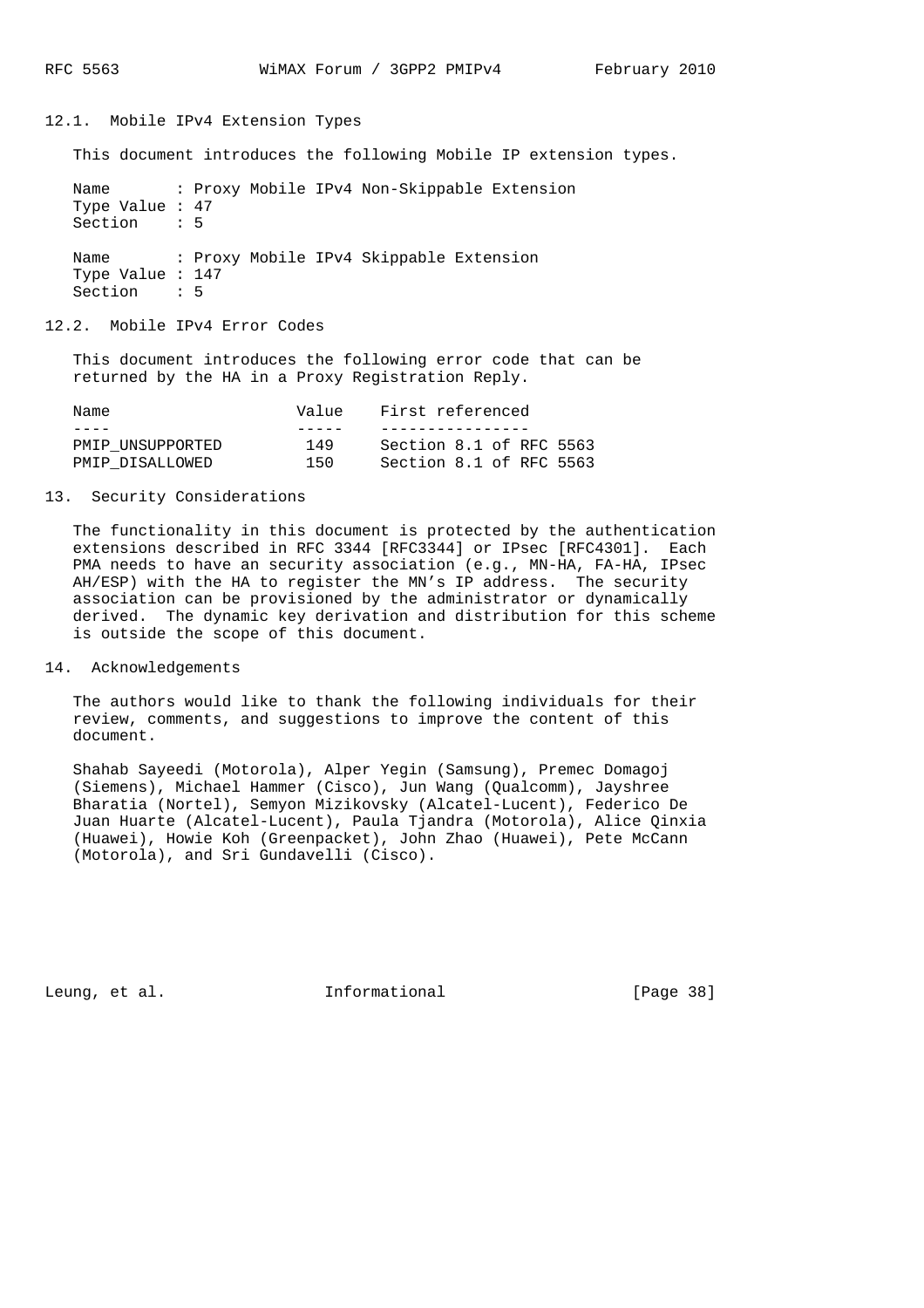### 12.1. Mobile IPv4 Extension Types

This document introduces the following Mobile IP extension types.

Name : Proxy Mobile IPv4 Non-Skippable Extension
Type Value : 47
Section : 5

Name : Proxy Mobile IPv4 Skippable Extension
Type Value : 147
Section : 5

### 12.2. Mobile IPv4 Error Codes

This document introduces the following error code that can be returned by the HA in a Proxy Registration Reply.

| Name | Value | First referenced |
|---|---|---|
| PMIP_UNSUPPORTED | 149 | Section 8.1 of RFC 5563 |
| PMIP_DISALLOWED | 150 | Section 8.1 of RFC 5563 |

## 13. Security Considerations

The functionality in this document is protected by the authentication extensions described in RFC 3344 [RFC3344] or IPsec [RFC4301]. Each PMA needs to have an security association (e.g., MN-HA, FA-HA, IPsec AH/ESP) with the HA to register the MN's IP address. The security association can be provisioned by the administrator or dynamically derived. The dynamic key derivation and distribution for this scheme is outside the scope of this document.

## 14. Acknowledgements

The authors would like to thank the following individuals for their review, comments, and suggestions to improve the content of this document.

Shahab Sayeedi (Motorola), Alper Yegin (Samsung), Premec Domagoj (Siemens), Michael Hammer (Cisco), Jun Wang (Qualcomm), Jayshree Bharatia (Nortel), Semyon Mizikovsky (Alcatel-Lucent), Federico De Juan Huarte (Alcatel-Lucent), Paula Tjandra (Motorola), Alice Qinxia (Huawei), Howie Koh (Greenpacket), John Zhao (Huawei), Pete McCann (Motorola), and Sri Gundavelli (Cisco).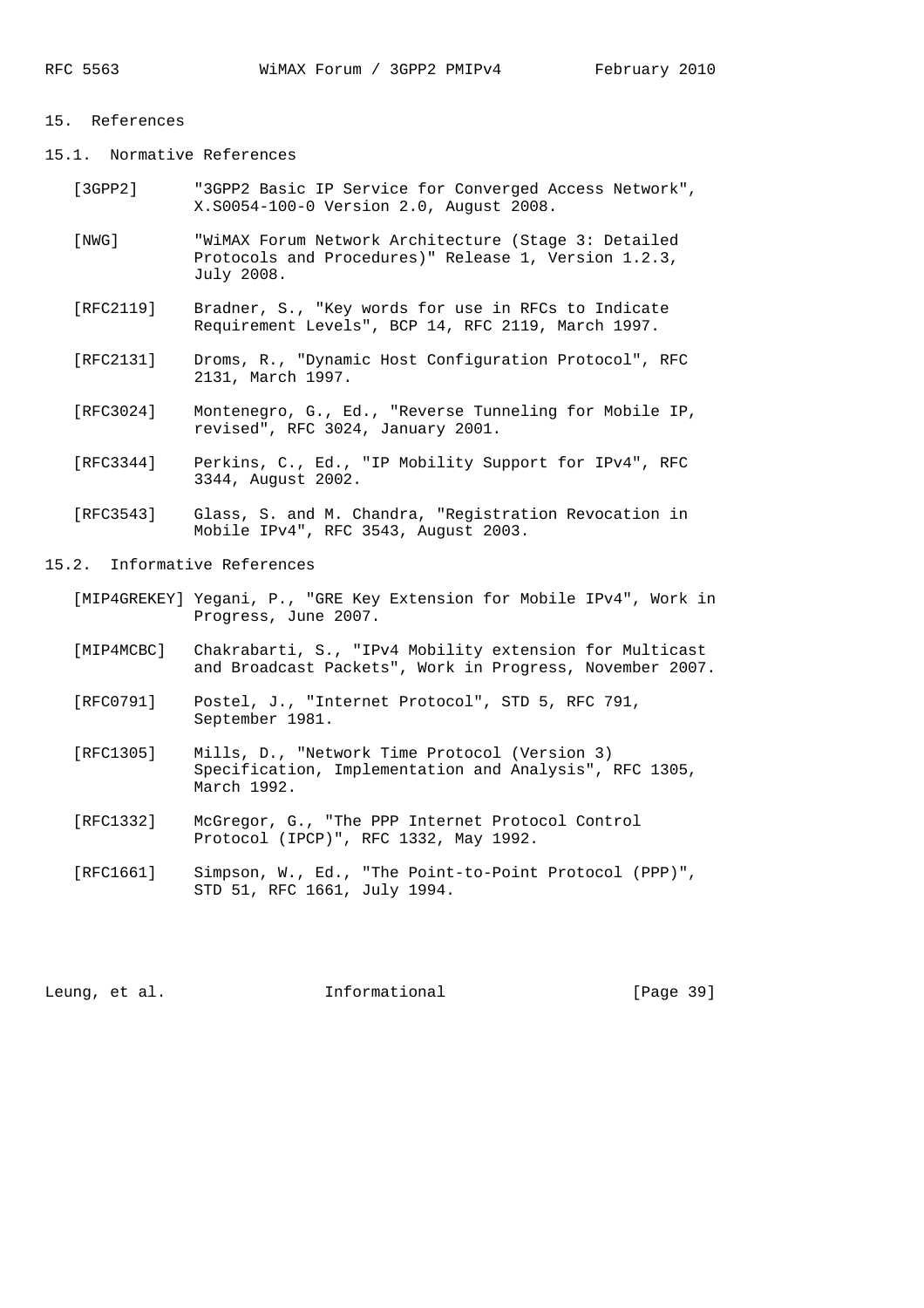## 15. References

### 15.1. Normative References

[3GPP2] "3GPP2 Basic IP Service for Converged Access Network", X.S0054-100-0 Version 2.0, August 2008.

[NWG] "WiMAX Forum Network Architecture (Stage 3: Detailed Protocols and Procedures)" Release 1, Version 1.2.3, July 2008.

[RFC2119] Bradner, S., "Key words for use in RFCs to Indicate Requirement Levels", BCP 14, RFC 2119, March 1997.

[RFC2131] Droms, R., "Dynamic Host Configuration Protocol", RFC 2131, March 1997.

[RFC3024] Montenegro, G., Ed., "Reverse Tunneling for Mobile IP, revised", RFC 3024, January 2001.

[RFC3344] Perkins, C., Ed., "IP Mobility Support for IPv4", RFC 3344, August 2002.

[RFC3543] Glass, S. and M. Chandra, "Registration Revocation in Mobile IPv4", RFC 3543, August 2003.

### 15.2. Informative References

[MIP4GREKEY] Yegani, P., "GRE Key Extension for Mobile IPv4", Work in Progress, June 2007.

[MIP4MCBC] Chakrabarti, S., "IPv4 Mobility extension for Multicast and Broadcast Packets", Work in Progress, November 2007.

[RFC0791] Postel, J., "Internet Protocol", STD 5, RFC 791, September 1981.

[RFC1305] Mills, D., "Network Time Protocol (Version 3) Specification, Implementation and Analysis", RFC 1305, March 1992.

[RFC1332] McGregor, G., "The PPP Internet Protocol Control Protocol (IPCP)", RFC 1332, May 1992.

[RFC1661] Simpson, W., Ed., "The Point-to-Point Protocol (PPP)", STD 51, RFC 1661, July 1994.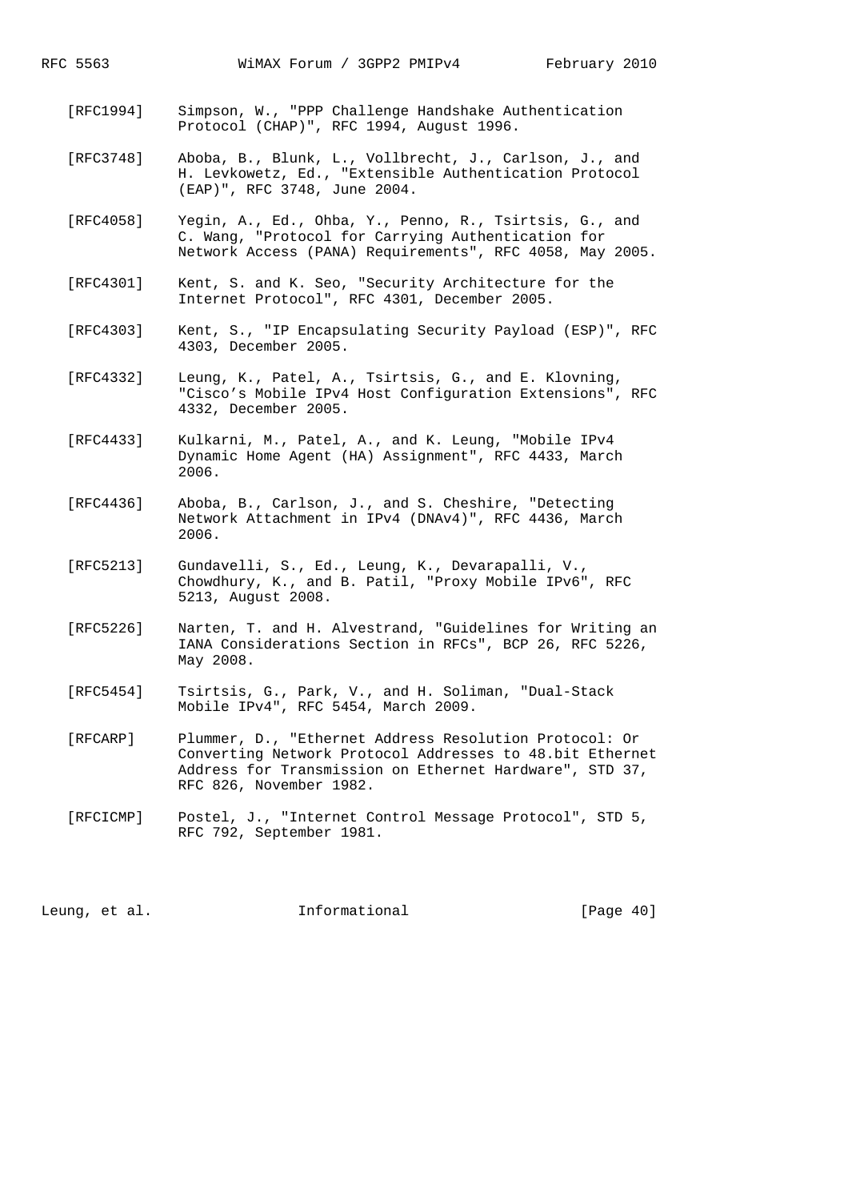[RFC1994] Simpson, W., "PPP Challenge Handshake Authentication Protocol (CHAP)", RFC 1994, August 1996.

[RFC3748] Aboba, B., Blunk, L., Vollbrecht, J., Carlson, J., and H. Levkowetz, Ed., "Extensible Authentication Protocol (EAP)", RFC 3748, June 2004.

[RFC4058] Yegin, A., Ed., Ohba, Y., Penno, R., Tsirtsis, G., and C. Wang, "Protocol for Carrying Authentication for Network Access (PANA) Requirements", RFC 4058, May 2005.

[RFC4301] Kent, S. and K. Seo, "Security Architecture for the Internet Protocol", RFC 4301, December 2005.

[RFC4303] Kent, S., "IP Encapsulating Security Payload (ESP)", RFC 4303, December 2005.

[RFC4332] Leung, K., Patel, A., Tsirtsis, G., and E. Klovning, "Cisco's Mobile IPv4 Host Configuration Extensions", RFC 4332, December 2005.

[RFC4433] Kulkarni, M., Patel, A., and K. Leung, "Mobile IPv4 Dynamic Home Agent (HA) Assignment", RFC 4433, March 2006.

[RFC4436] Aboba, B., Carlson, J., and S. Cheshire, "Detecting Network Attachment in IPv4 (DNAv4)", RFC 4436, March 2006.

[RFC5213] Gundavelli, S., Ed., Leung, K., Devarapalli, V., Chowdhury, K., and B. Patil, "Proxy Mobile IPv6", RFC 5213, August 2008.

[RFC5226] Narten, T. and H. Alvestrand, "Guidelines for Writing an IANA Considerations Section in RFCs", BCP 26, RFC 5226, May 2008.

[RFC5454] Tsirtsis, G., Park, V., and H. Soliman, "Dual-Stack Mobile IPv4", RFC 5454, March 2009.

[RFCARP] Plummer, D., "Ethernet Address Resolution Protocol: Or Converting Network Protocol Addresses to 48.bit Ethernet Address for Transmission on Ethernet Hardware", STD 37, RFC 826, November 1982.

[RFCICMP] Postel, J., "Internet Control Message Protocol", STD 5, RFC 792, September 1981.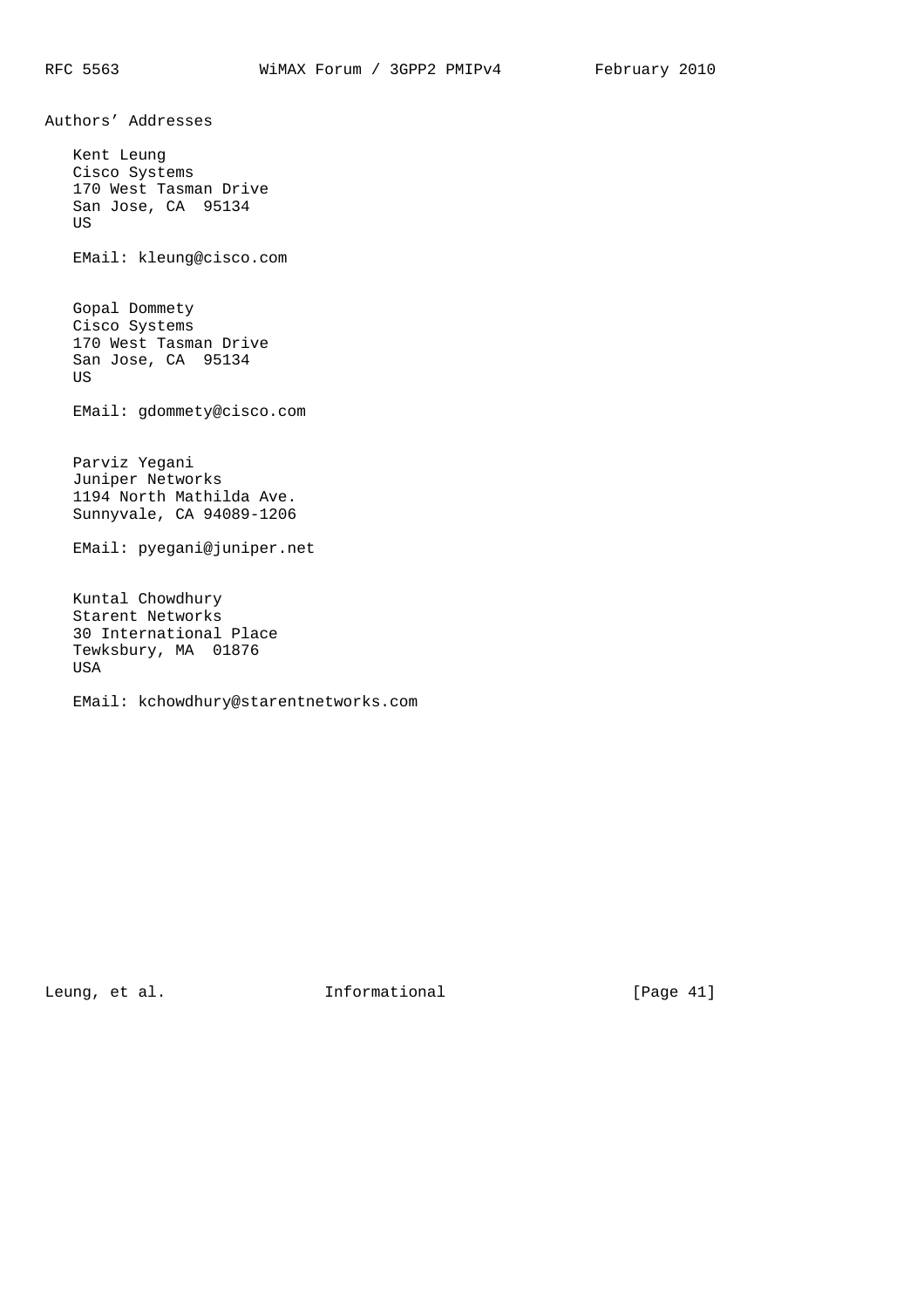# Authors' Addresses

Kent Leung
Cisco Systems
170 West Tasman Drive
San Jose, CA  95134
US

EMail: kleung@cisco.com

Gopal Dommety
Cisco Systems
170 West Tasman Drive
San Jose, CA  95134
US

EMail: gdommety@cisco.com

Parviz Yegani
Juniper Networks
1194 North Mathilda Ave.
Sunnyvale, CA 94089-1206

EMail: pyegani@juniper.net

Kuntal Chowdhury
Starent Networks
30 International Place
Tewksbury, MA  01876
USA

EMail: kchowdhury@starentnetworks.com